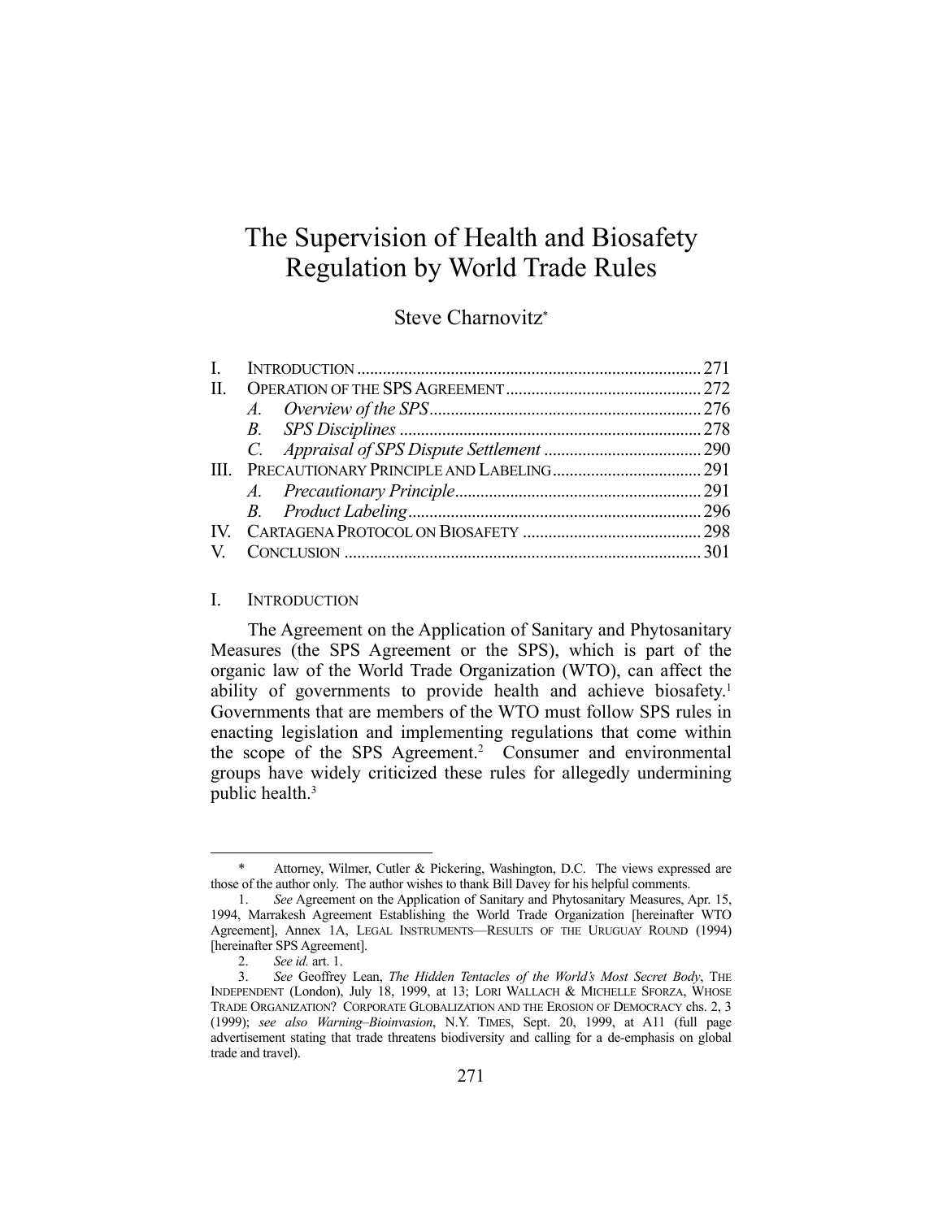# The Supervision of Health and Biosafety Regulation by World Trade Rules

Steve Charnovitz*

| | | |
|---|---|---|
| I. | INTRODUCTION | 271 |
| II. | OPERATION OF THE SPS AGREEMENT | 272 |
| | *A. Overview of the SPS* | 276 |
| | *B. SPS Disciplines* | 278 |
| | *C. Appraisal of SPS Dispute Settlement* | 290 |
| III. | PRECAUTIONARY PRINCIPLE AND LABELING | 291 |
| | *A. Precautionary Principle* | 291 |
| | *B. Product Labeling* | 296 |
| IV. | CARTAGENA PROTOCOL ON BIOSAFETY | 298 |
| V. | CONCLUSION | 301 |

## I. INTRODUCTION

The Agreement on the Application of Sanitary and Phytosanitary Measures (the SPS Agreement or the SPS), which is part of the organic law of the World Trade Organization (WTO), can affect the ability of governments to provide health and achieve biosafety.[1] Governments that are members of the WTO must follow SPS rules in enacting legislation and implementing regulations that come within the scope of the SPS Agreement.[2] Consumer and environmental groups have widely criticized these rules for allegedly undermining public health.[3]

---

\* Attorney, Wilmer, Cutler & Pickering, Washington, D.C. The views expressed are those of the author only. The author wishes to thank Bill Davey for his helpful comments.

1. *See* Agreement on the Application of Sanitary and Phytosanitary Measures, Apr. 15, 1994, Marrakesh Agreement Establishing the World Trade Organization [hereinafter WTO Agreement], Annex 1A, LEGAL INSTRUMENTS—RESULTS OF THE URUGUAY ROUND (1994) [hereinafter SPS Agreement].

2. *See id.* art. 1.

3. *See* Geoffrey Lean, *The Hidden Tentacles of the World's Most Secret Body*, THE INDEPENDENT (London), July 18, 1999, at 13; LORI WALLACH & MICHELLE SFORZA, WHOSE TRADE ORGANIZATION? CORPORATE GLOBALIZATION AND THE EROSION OF DEMOCRACY chs. 2, 3 (1999); *see also Warning–Bioinvasion*, N.Y. TIMES, Sept. 20, 1999, at A11 (full page advertisement stating that trade threatens biodiversity and calling for a de-emphasis on global trade and travel).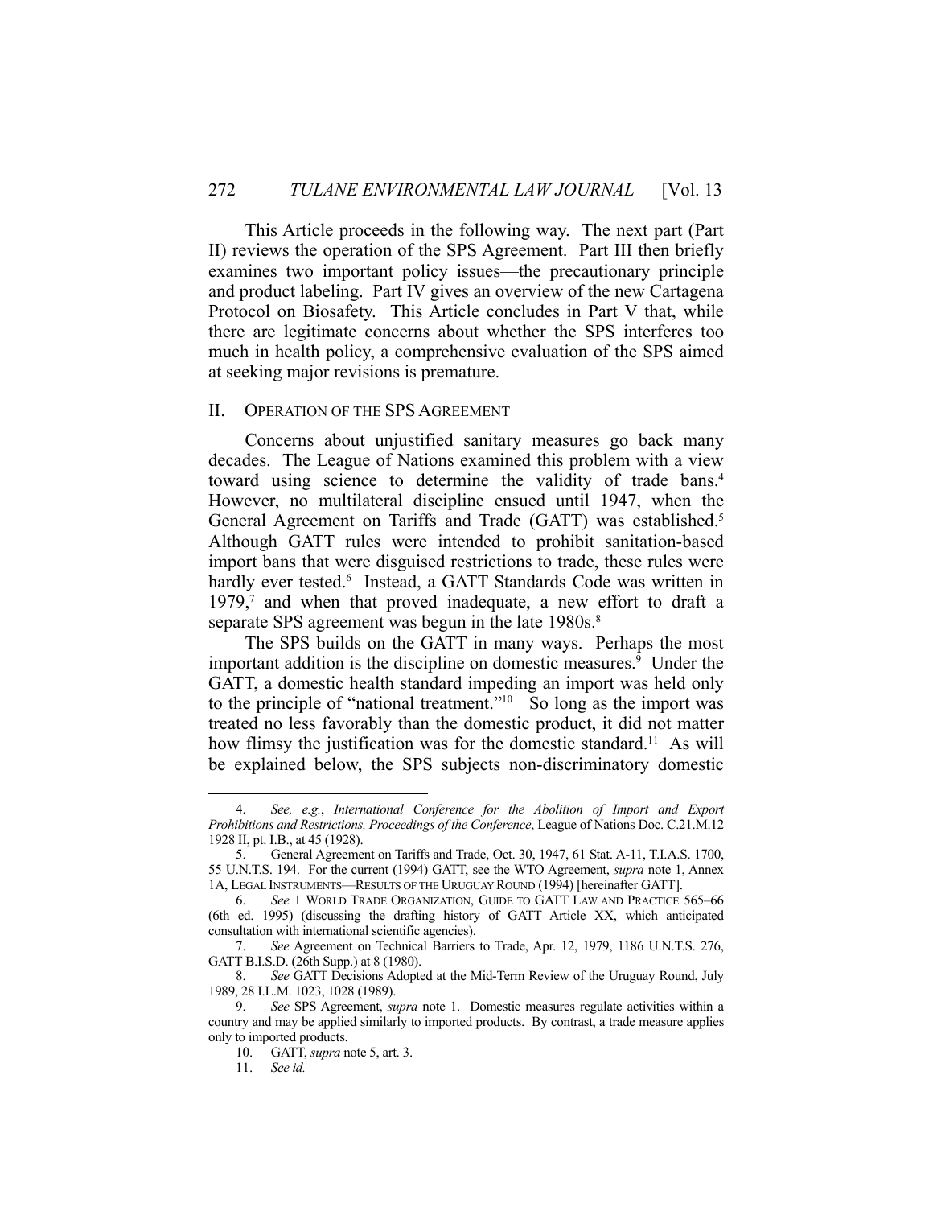This Article proceeds in the following way. The next part (Part II) reviews the operation of the SPS Agreement. Part III then briefly examines two important policy issues—the precautionary principle and product labeling. Part IV gives an overview of the new Cartagena Protocol on Biosafety. This Article concludes in Part V that, while there are legitimate concerns about whether the SPS interferes too much in health policy, a comprehensive evaluation of the SPS aimed at seeking major revisions is premature.

## II. OPERATION OF THE SPS AGREEMENT

Concerns about unjustified sanitary measures go back many decades. The League of Nations examined this problem with a view toward using science to determine the validity of trade bans.[4] However, no multilateral discipline ensued until 1947, when the General Agreement on Tariffs and Trade (GATT) was established.[5] Although GATT rules were intended to prohibit sanitation-based import bans that were disguised restrictions to trade, these rules were hardly ever tested.[6] Instead, a GATT Standards Code was written in 1979,[7] and when that proved inadequate, a new effort to draft a separate SPS agreement was begun in the late 1980s.[8]

The SPS builds on the GATT in many ways. Perhaps the most important addition is the discipline on domestic measures.[9] Under the GATT, a domestic health standard impeding an import was held only to the principle of "national treatment."[10] So long as the import was treated no less favorably than the domestic product, it did not matter how flimsy the justification was for the domestic standard.[11] As will be explained below, the SPS subjects non-discriminatory domestic

---

4. *See, e.g.*, *International Conference for the Abolition of Import and Export Prohibitions and Restrictions, Proceedings of the Conference*, League of Nations Doc. C.21.M.12 1928 II, pt. I.B., at 45 (1928).

5. General Agreement on Tariffs and Trade, Oct. 30, 1947, 61 Stat. A-11, T.I.A.S. 1700, 55 U.N.T.S. 194. For the current (1994) GATT, see the WTO Agreement, *supra* note 1, Annex 1A, LEGAL INSTRUMENTS—RESULTS OF THE URUGUAY ROUND (1994) [hereinafter GATT].

6. *See* 1 WORLD TRADE ORGANIZATION, GUIDE TO GATT LAW AND PRACTICE 565–66 (6th ed. 1995) (discussing the drafting history of GATT Article XX, which anticipated consultation with international scientific agencies).

7. *See* Agreement on Technical Barriers to Trade, Apr. 12, 1979, 1186 U.N.T.S. 276, GATT B.I.S.D. (26th Supp.) at 8 (1980).

8. *See* GATT Decisions Adopted at the Mid-Term Review of the Uruguay Round, July 1989, 28 I.L.M. 1023, 1028 (1989).

9. *See* SPS Agreement, *supra* note 1. Domestic measures regulate activities within a country and may be applied similarly to imported products. By contrast, a trade measure applies only to imported products.

10. GATT, *supra* note 5, art. 3.

11. *See id.*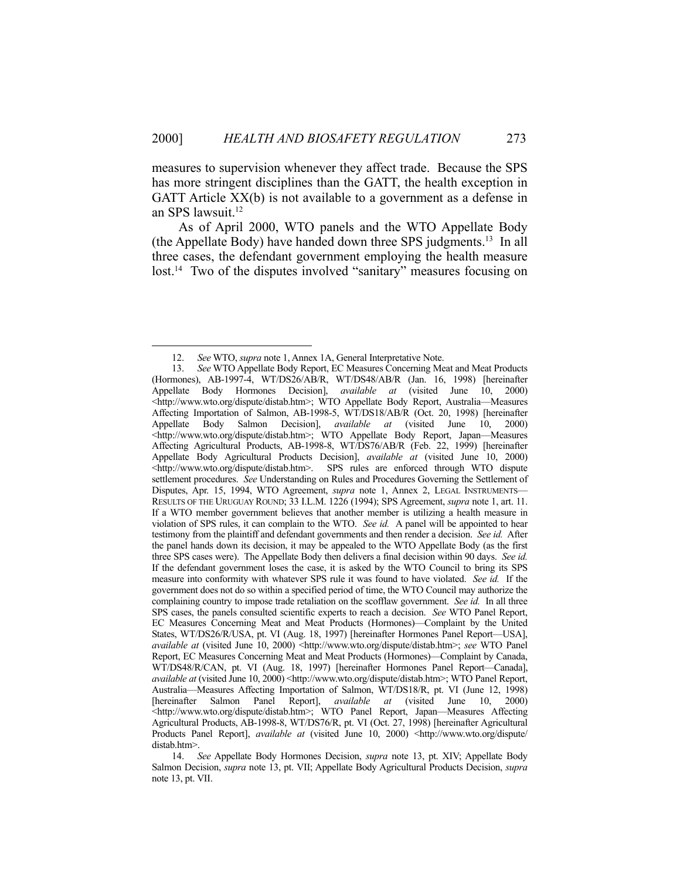measures to supervision whenever they affect trade. Because the SPS has more stringent disciplines than the GATT, the health exception in GATT Article XX(b) is not available to a government as a defense in an SPS lawsuit.[12]

As of April 2000, WTO panels and the WTO Appellate Body (the Appellate Body) have handed down three SPS judgments.[13] In all three cases, the defendant government employing the health measure lost.[14] Two of the disputes involved "sanitary" measures focusing on

---

12. *See* WTO, *supra* note 1, Annex 1A, General Interpretative Note.

13. *See* WTO Appellate Body Report, EC Measures Concerning Meat and Meat Products (Hormones), AB-1997-4, WT/DS26/AB/R, WT/DS48/AB/R (Jan. 16, 1998) [hereinafter Appellate Body Hormones Decision], *available at* (visited June 10, 2000) <http://www.wto.org/dispute/distab.htm>; WTO Appellate Body Report, Australia—Measures Affecting Importation of Salmon, AB-1998-5, WT/DS18/AB/R (Oct. 20, 1998) [hereinafter Appellate Body Salmon Decision], *available at* (visited June 10, 2000) <http://www.wto.org/dispute/distab.htm>; WTO Appellate Body Report, Japan—Measures Affecting Agricultural Products, AB-1998-8, WT/DS76/AB/R (Feb. 22, 1999) [hereinafter Appellate Body Agricultural Products Decision], *available at* (visited June 10, 2000) <http://www.wto.org/dispute/distab.htm>. SPS rules are enforced through WTO dispute settlement procedures. *See* Understanding on Rules and Procedures Governing the Settlement of Disputes, Apr. 15, 1994, WTO Agreement, *supra* note 1, Annex 2, LEGAL INSTRUMENTS—RESULTS OF THE URUGUAY ROUND; 33 I.L.M. 1226 (1994); SPS Agreement, *supra* note 1, art. 11. If a WTO member government believes that another member is utilizing a health measure in violation of SPS rules, it can complain to the WTO. *See id.* A panel will be appointed to hear testimony from the plaintiff and defendant governments and then render a decision. *See id.* After the panel hands down its decision, it may be appealed to the WTO Appellate Body (as the first three SPS cases were). The Appellate Body then delivers a final decision within 90 days. *See id.* If the defendant government loses the case, it is asked by the WTO Council to bring its SPS measure into conformity with whatever SPS rule it was found to have violated. *See id.* If the government does not do so within a specified period of time, the WTO Council may authorize the complaining country to impose trade retaliation on the scofflaw government. *See id.* In all three SPS cases, the panels consulted scientific experts to reach a decision. *See* WTO Panel Report, EC Measures Concerning Meat and Meat Products (Hormones)—Complaint by the United States, WT/DS26/R/USA, pt. VI (Aug. 18, 1997) [hereinafter Hormones Panel Report—USA], *available at* (visited June 10, 2000) <http://www.wto.org/dispute/distab.htm>; *see* WTO Panel Report, EC Measures Concerning Meat and Meat Products (Hormones)—Complaint by Canada, WT/DS48/R/CAN, pt. VI (Aug. 18, 1997) [hereinafter Hormones Panel Report—Canada], *available at* (visited June 10, 2000) <http://www.wto.org/dispute/distab.htm>; WTO Panel Report, Australia—Measures Affecting Importation of Salmon, WT/DS18/R, pt. VI (June 12, 1998) [hereinafter Salmon Panel Report], *available at* (visited June 10, 2000) <http://www.wto.org/dispute/distab.htm>; WTO Panel Report, Japan—Measures Affecting Agricultural Products, AB-1998-8, WT/DS76/R, pt. VI (Oct. 27, 1998) [hereinafter Agricultural Products Panel Report], *available at* (visited June 10, 2000) <http://www.wto.org/dispute/distab.htm>.

14. *See* Appellate Body Hormones Decision, *supra* note 13, pt. XIV; Appellate Body Salmon Decision, *supra* note 13, pt. VII; Appellate Body Agricultural Products Decision, *supra* note 13, pt. VII.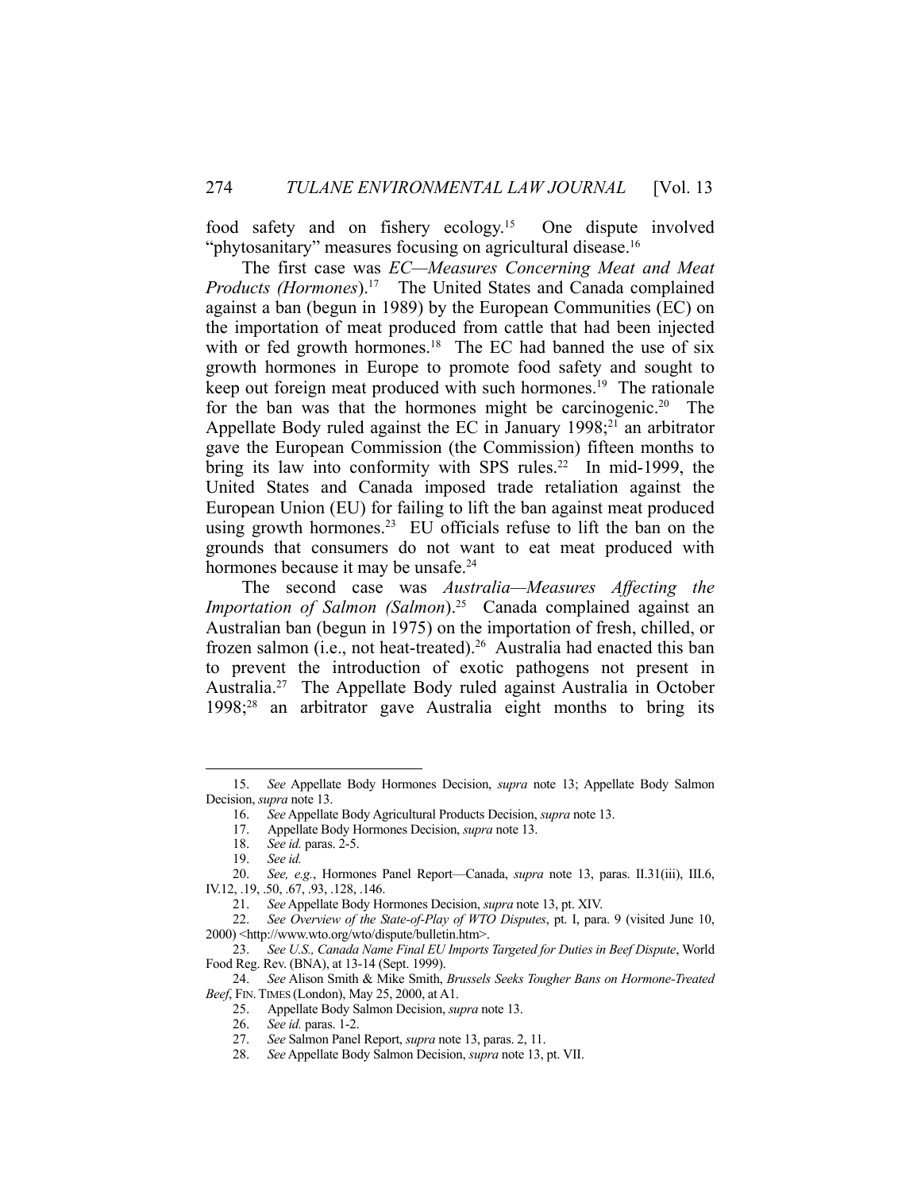food safety and on fishery ecology.[15] One dispute involved "phytosanitary" measures focusing on agricultural disease.[16]

The first case was *EC—Measures Concerning Meat and Meat Products (Hormones)*.[17] The United States and Canada complained against a ban (begun in 1989) by the European Communities (EC) on the importation of meat produced from cattle that had been injected with or fed growth hormones.[18] The EC had banned the use of six growth hormones in Europe to promote food safety and sought to keep out foreign meat produced with such hormones.[19] The rationale for the ban was that the hormones might be carcinogenic.[20] The Appellate Body ruled against the EC in January 1998;[21] an arbitrator gave the European Commission (the Commission) fifteen months to bring its law into conformity with SPS rules.[22] In mid-1999, the United States and Canada imposed trade retaliation against the European Union (EU) for failing to lift the ban against meat produced using growth hormones.[23] EU officials refuse to lift the ban on the grounds that consumers do not want to eat meat produced with hormones because it may be unsafe.[24]

The second case was *Australia—Measures Affecting the Importation of Salmon (Salmon)*.[25] Canada complained against an Australian ban (begun in 1975) on the importation of fresh, chilled, or frozen salmon (i.e., not heat-treated).[26] Australia had enacted this ban to prevent the introduction of exotic pathogens not present in Australia.[27] The Appellate Body ruled against Australia in October 1998;[28] an arbitrator gave Australia eight months to bring its

---

15. *See* Appellate Body Hormones Decision, *supra* note 13; Appellate Body Salmon Decision, *supra* note 13.

16. *See* Appellate Body Agricultural Products Decision, *supra* note 13.

17. Appellate Body Hormones Decision, *supra* note 13.

18. *See id.* paras. 2-5.

19. *See id.*

20. *See, e.g.*, Hormones Panel Report—Canada, *supra* note 13, paras. II.31(iii), III.6, IV.12, .19, .50, .67, .93, .128, .146.

21. *See* Appellate Body Hormones Decision, *supra* note 13, pt. XIV.

22. *See Overview of the State-of-Play of WTO Disputes*, pt. I, para. 9 (visited June 10, 2000) <http://www.wto.org/wto/dispute/bulletin.htm>.

23. *See U.S., Canada Name Final EU Imports Targeted for Duties in Beef Dispute*, World Food Reg. Rev. (BNA), at 13-14 (Sept. 1999).

24. *See* Alison Smith & Mike Smith, *Brussels Seeks Tougher Bans on Hormone-Treated Beef*, FIN. TIMES (London), May 25, 2000, at A1.

25. Appellate Body Salmon Decision, *supra* note 13.

26. *See id.* paras. 1-2.

27. *See* Salmon Panel Report, *supra* note 13, paras. 2, 11.

28. *See* Appellate Body Salmon Decision, *supra* note 13, pt. VII.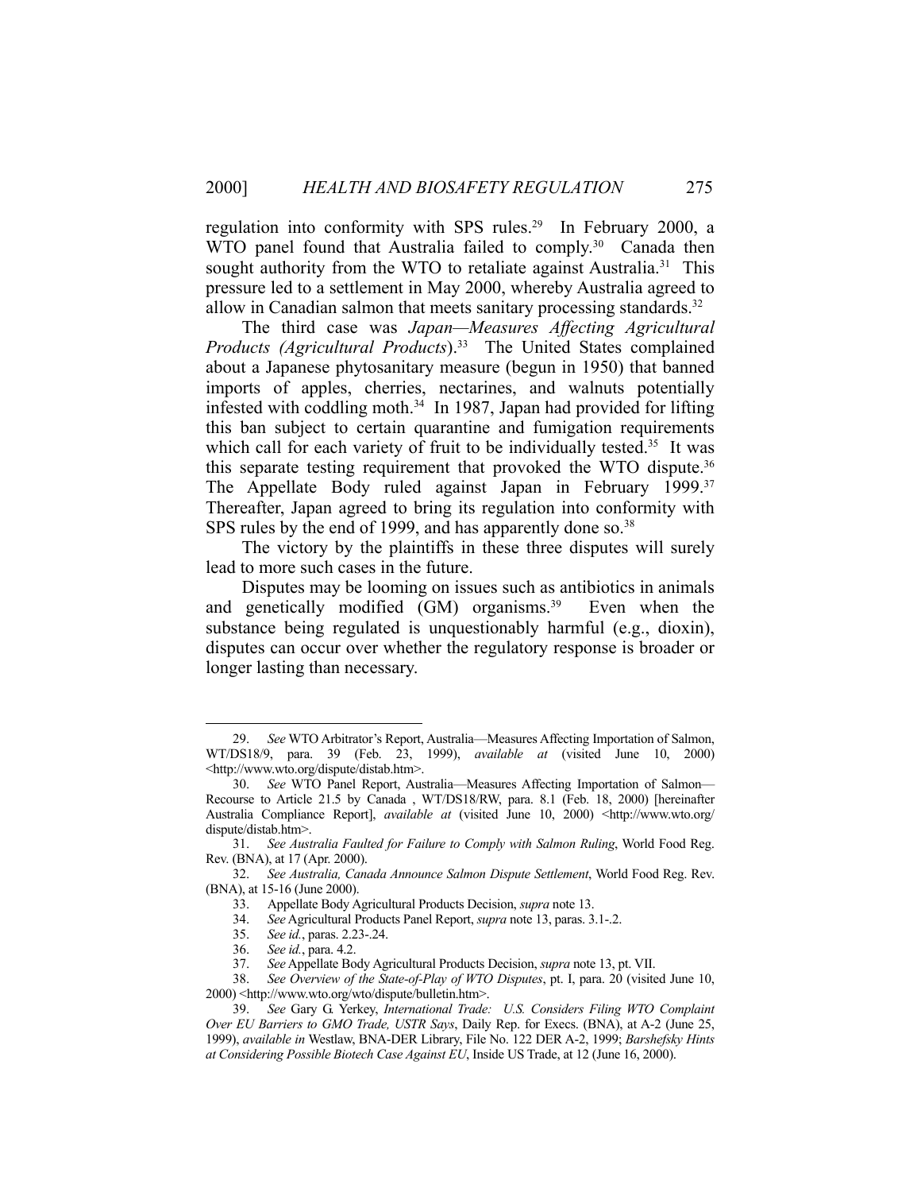regulation into conformity with SPS rules.[29] In February 2000, a WTO panel found that Australia failed to comply.[30] Canada then sought authority from the WTO to retaliate against Australia.[31] This pressure led to a settlement in May 2000, whereby Australia agreed to allow in Canadian salmon that meets sanitary processing standards.[32]

The third case was *Japan—Measures Affecting Agricultural Products (Agricultural Products)*.[33] The United States complained about a Japanese phytosanitary measure (begun in 1950) that banned imports of apples, cherries, nectarines, and walnuts potentially infested with coddling moth.[34] In 1987, Japan had provided for lifting this ban subject to certain quarantine and fumigation requirements which call for each variety of fruit to be individually tested.[35] It was this separate testing requirement that provoked the WTO dispute.[36] The Appellate Body ruled against Japan in February 1999.[37] Thereafter, Japan agreed to bring its regulation into conformity with SPS rules by the end of 1999, and has apparently done so.[38]

The victory by the plaintiffs in these three disputes will surely lead to more such cases in the future.

Disputes may be looming on issues such as antibiotics in animals and genetically modified (GM) organisms.[39] Even when the substance being regulated is unquestionably harmful (e.g., dioxin), disputes can occur over whether the regulatory response is broader or longer lasting than necessary.

---

29. *See* WTO Arbitrator's Report, Australia—Measures Affecting Importation of Salmon, WT/DS18/9, para. 39 (Feb. 23, 1999), *available at* (visited June 10, 2000) <http://www.wto.org/dispute/distab.htm>.

30. *See* WTO Panel Report, Australia—Measures Affecting Importation of Salmon—Recourse to Article 21.5 by Canada , WT/DS18/RW, para. 8.1 (Feb. 18, 2000) [hereinafter Australia Compliance Report], *available at* (visited June 10, 2000) <http://www.wto.org/dispute/distab.htm>.

31. *See Australia Faulted for Failure to Comply with Salmon Ruling*, World Food Reg. Rev. (BNA), at 17 (Apr. 2000).

32. *See Australia, Canada Announce Salmon Dispute Settlement*, World Food Reg. Rev. (BNA), at 15-16 (June 2000).

33. Appellate Body Agricultural Products Decision, *supra* note 13.

34. *See* Agricultural Products Panel Report, *supra* note 13, paras. 3.1-.2.

35. *See id.*, paras. 2.23-.24.

36. *See id.*, para. 4.2.

37. *See* Appellate Body Agricultural Products Decision, *supra* note 13, pt. VII.

38. *See Overview of the State-of-Play of WTO Disputes*, pt. I, para. 20 (visited June 10, 2000) <http://www.wto.org/wto/dispute/bulletin.htm>.

39. *See* Gary G. Yerkey, *International Trade: U.S. Considers Filing WTO Complaint Over EU Barriers to GMO Trade, USTR Says*, Daily Rep. for Execs. (BNA), at A-2 (June 25, 1999), *available in* Westlaw, BNA-DER Library, File No. 122 DER A-2, 1999; *Barshefsky Hints at Considering Possible Biotech Case Against EU*, Inside US Trade, at 12 (June 16, 2000).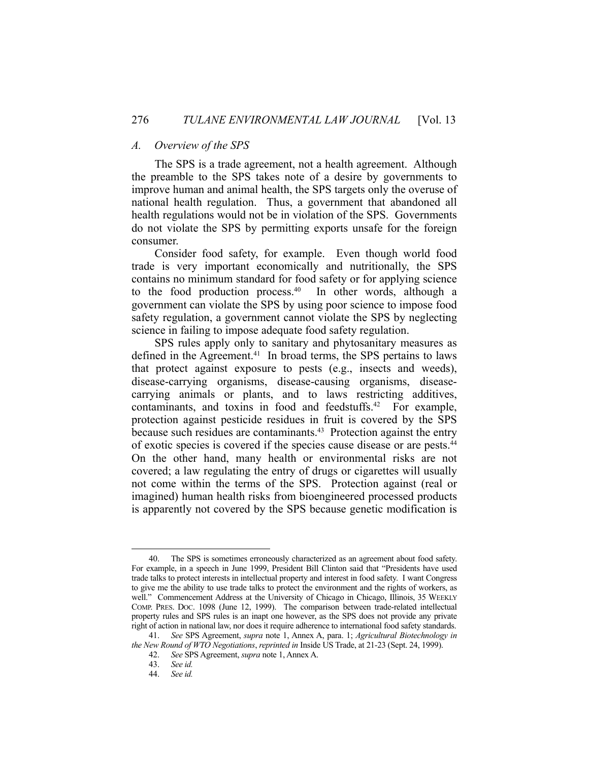### *A. Overview of the SPS*

The SPS is a trade agreement, not a health agreement. Although the preamble to the SPS takes note of a desire by governments to improve human and animal health, the SPS targets only the overuse of national health regulation. Thus, a government that abandoned all health regulations would not be in violation of the SPS. Governments do not violate the SPS by permitting exports unsafe for the foreign consumer.

Consider food safety, for example. Even though world food trade is very important economically and nutritionally, the SPS contains no minimum standard for food safety or for applying science to the food production process.[40] In other words, although a government can violate the SPS by using poor science to impose food safety regulation, a government cannot violate the SPS by neglecting science in failing to impose adequate food safety regulation.

SPS rules apply only to sanitary and phytosanitary measures as defined in the Agreement.[41] In broad terms, the SPS pertains to laws that protect against exposure to pests (e.g., insects and weeds), disease-carrying organisms, disease-causing organisms, disease-carrying animals or plants, and to laws restricting additives, contaminants, and toxins in food and feedstuffs.[42] For example, protection against pesticide residues in fruit is covered by the SPS because such residues are contaminants.[43] Protection against the entry of exotic species is covered if the species cause disease or are pests.[44] On the other hand, many health or environmental risks are not covered; a law regulating the entry of drugs or cigarettes will usually not come within the terms of the SPS. Protection against (real or imagined) human health risks from bioengineered processed products is apparently not covered by the SPS because genetic modification is

---

40. The SPS is sometimes erroneously characterized as an agreement about food safety. For example, in a speech in June 1999, President Bill Clinton said that "Presidents have used trade talks to protect interests in intellectual property and interest in food safety. I want Congress to give me the ability to use trade talks to protect the environment and the rights of workers, as well." Commencement Address at the University of Chicago in Chicago, Illinois, 35 WEEKLY COMP. PRES. DOC. 1098 (June 12, 1999). The comparison between trade-related intellectual property rules and SPS rules is an inapt one however, as the SPS does not provide any private right of action in national law, nor does it require adherence to international food safety standards.

41. *See* SPS Agreement, *supra* note 1, Annex A, para. 1; *Agricultural Biotechnology in the New Round of WTO Negotiations*, *reprinted in* Inside US Trade, at 21-23 (Sept. 24, 1999).

42. *See* SPS Agreement, *supra* note 1, Annex A.

43. *See id.*

44. *See id.*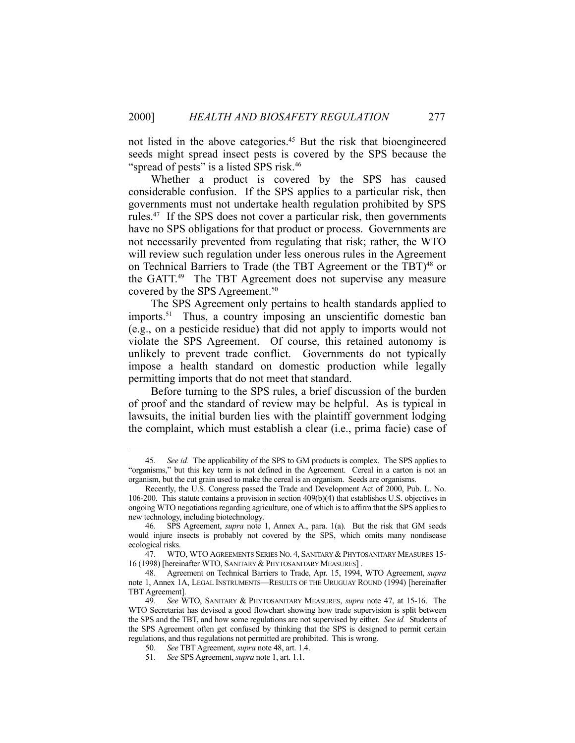not listed in the above categories.[45] But the risk that bioengineered seeds might spread insect pests is covered by the SPS because the "spread of pests" is a listed SPS risk.[46]

Whether a product is covered by the SPS has caused considerable confusion. If the SPS applies to a particular risk, then governments must not undertake health regulation prohibited by SPS rules.[47] If the SPS does not cover a particular risk, then governments have no SPS obligations for that product or process. Governments are not necessarily prevented from regulating that risk; rather, the WTO will review such regulation under less onerous rules in the Agreement on Technical Barriers to Trade (the TBT Agreement or the TBT)[48] or the GATT.[49] The TBT Agreement does not supervise any measure covered by the SPS Agreement.[50]

The SPS Agreement only pertains to health standards applied to imports.[51] Thus, a country imposing an unscientific domestic ban (e.g., on a pesticide residue) that did not apply to imports would not violate the SPS Agreement. Of course, this retained autonomy is unlikely to prevent trade conflict. Governments do not typically impose a health standard on domestic production while legally permitting imports that do not meet that standard.

Before turning to the SPS rules, a brief discussion of the burden of proof and the standard of review may be helpful. As is typical in lawsuits, the initial burden lies with the plaintiff government lodging the complaint, which must establish a clear (i.e., prima facie) case of

---

45. *See id.* The applicability of the SPS to GM products is complex. The SPS applies to "organisms," but this key term is not defined in the Agreement. Cereal in a carton is not an organism, but the cut grain used to make the cereal is an organism. Seeds are organisms.

Recently, the U.S. Congress passed the Trade and Development Act of 2000, Pub. L. No. 106-200. This statute contains a provision in section 409(b)(4) that establishes U.S. objectives in ongoing WTO negotiations regarding agriculture, one of which is to affirm that the SPS applies to new technology, including biotechnology.

46. SPS Agreement, *supra* note 1, Annex A., para. 1(a). But the risk that GM seeds would injure insects is probably not covered by the SPS, which omits many nondisease ecological risks.

47. WTO, WTO AGREEMENTS SERIES NO. 4, SANITARY & PHYTOSANITARY MEASURES 15-16 (1998) [hereinafter WTO, SANITARY & PHYTOSANITARY MEASURES] .

48. Agreement on Technical Barriers to Trade, Apr. 15, 1994, WTO Agreement, *supra* note 1, Annex 1A, LEGAL INSTRUMENTS—RESULTS OF THE URUGUAY ROUND (1994) [hereinafter TBT Agreement].

49. *See* WTO, SANITARY & PHYTOSANITARY MEASURES, *supra* note 47, at 15-16. The WTO Secretariat has devised a good flowchart showing how trade supervision is split between the SPS and the TBT, and how some regulations are not supervised by either. *See id.* Students of the SPS Agreement often get confused by thinking that the SPS is designed to permit certain regulations, and thus regulations not permitted are prohibited. This is wrong.

50. *See* TBT Agreement, *supra* note 48, art. 1.4.

51. *See* SPS Agreement, *supra* note 1, art. 1.1.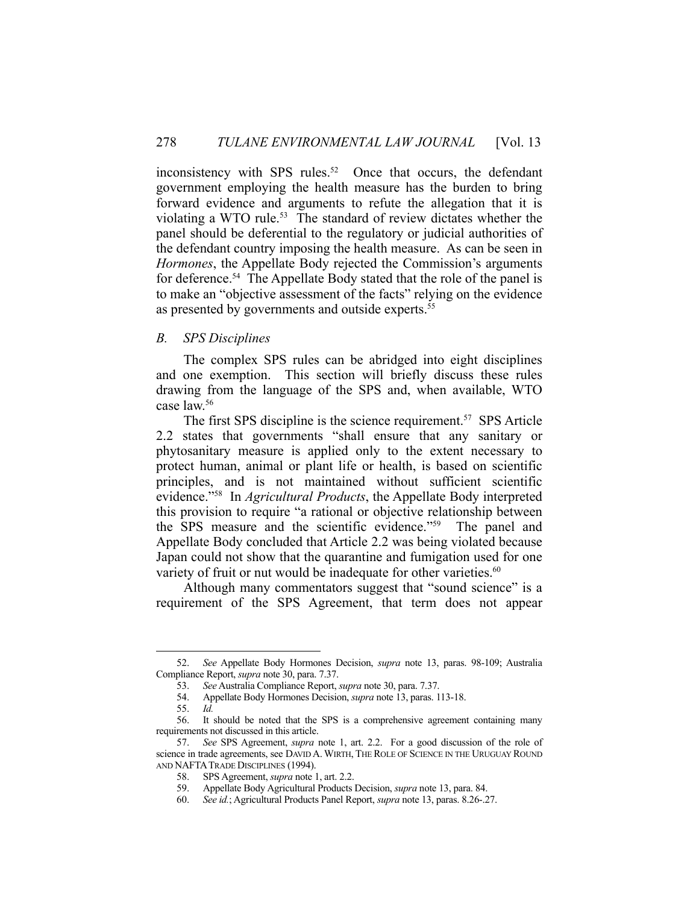inconsistency with SPS rules.[52] Once that occurs, the defendant government employing the health measure has the burden to bring forward evidence and arguments to refute the allegation that it is violating a WTO rule.[53] The standard of review dictates whether the panel should be deferential to the regulatory or judicial authorities of the defendant country imposing the health measure. As can be seen in *Hormones*, the Appellate Body rejected the Commission's arguments for deference.[54] The Appellate Body stated that the role of the panel is to make an "objective assessment of the facts" relying on the evidence as presented by governments and outside experts.[55]

### *B. SPS Disciplines*

The complex SPS rules can be abridged into eight disciplines and one exemption. This section will briefly discuss these rules drawing from the language of the SPS and, when available, WTO case law.[56]

The first SPS discipline is the science requirement.[57] SPS Article 2.2 states that governments "shall ensure that any sanitary or phytosanitary measure is applied only to the extent necessary to protect human, animal or plant life or health, is based on scientific principles, and is not maintained without sufficient scientific evidence."[58] In *Agricultural Products*, the Appellate Body interpreted this provision to require "a rational or objective relationship between the SPS measure and the scientific evidence."[59] The panel and Appellate Body concluded that Article 2.2 was being violated because Japan could not show that the quarantine and fumigation used for one variety of fruit or nut would be inadequate for other varieties.[60]

Although many commentators suggest that "sound science" is a requirement of the SPS Agreement, that term does not appear

---

52. *See* Appellate Body Hormones Decision, *supra* note 13, paras. 98-109; Australia Compliance Report, *supra* note 30, para. 7.37.

53. *See* Australia Compliance Report, *supra* note 30, para. 7.37.

54. Appellate Body Hormones Decision, *supra* note 13, paras. 113-18.

55. *Id.*

56. It should be noted that the SPS is a comprehensive agreement containing many requirements not discussed in this article.

57. *See* SPS Agreement, *supra* note 1, art. 2.2. For a good discussion of the role of science in trade agreements, see DAVID A. WIRTH, THE ROLE OF SCIENCE IN THE URUGUAY ROUND AND NAFTA TRADE DISCIPLINES (1994).

58. SPS Agreement, *supra* note 1, art. 2.2.

59. Appellate Body Agricultural Products Decision, *supra* note 13, para. 84.

60. *See id.*; Agricultural Products Panel Report, *supra* note 13, paras. 8.26-.27.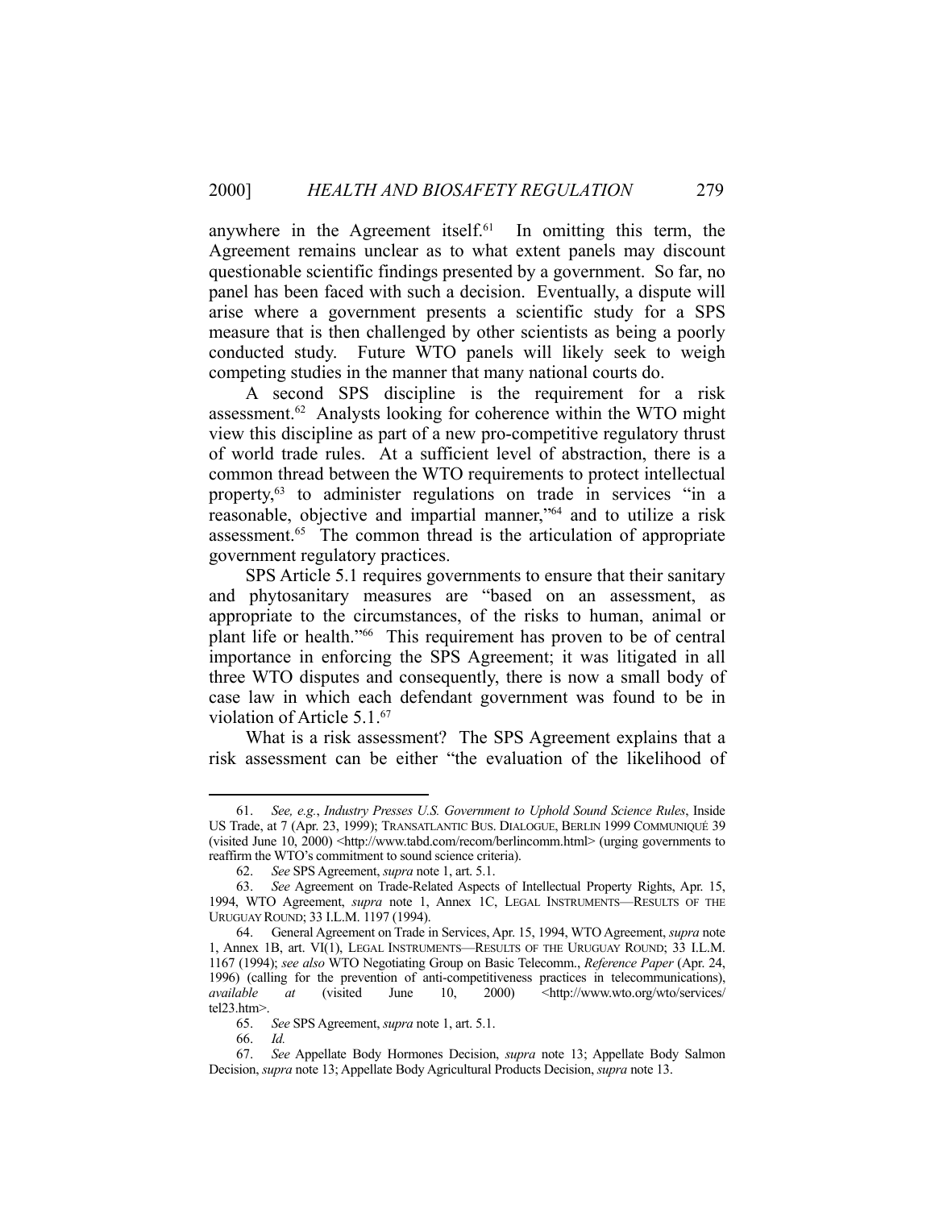anywhere in the Agreement itself.[61] In omitting this term, the Agreement remains unclear as to what extent panels may discount questionable scientific findings presented by a government. So far, no panel has been faced with such a decision. Eventually, a dispute will arise where a government presents a scientific study for a SPS measure that is then challenged by other scientists as being a poorly conducted study. Future WTO panels will likely seek to weigh competing studies in the manner that many national courts do.

A second SPS discipline is the requirement for a risk assessment.[62] Analysts looking for coherence within the WTO might view this discipline as part of a new pro-competitive regulatory thrust of world trade rules. At a sufficient level of abstraction, there is a common thread between the WTO requirements to protect intellectual property,[63] to administer regulations on trade in services "in a reasonable, objective and impartial manner,"[64] and to utilize a risk assessment.[65] The common thread is the articulation of appropriate government regulatory practices.

SPS Article 5.1 requires governments to ensure that their sanitary and phytosanitary measures are "based on an assessment, as appropriate to the circumstances, of the risks to human, animal or plant life or health."[66] This requirement has proven to be of central importance in enforcing the SPS Agreement; it was litigated in all three WTO disputes and consequently, there is now a small body of case law in which each defendant government was found to be in violation of Article 5.1.[67]

What is a risk assessment? The SPS Agreement explains that a risk assessment can be either "the evaluation of the likelihood of

---

61. *See, e.g.*, *Industry Presses U.S. Government to Uphold Sound Science Rules*, Inside US Trade, at 7 (Apr. 23, 1999); TRANSATLANTIC BUS. DIALOGUE, BERLIN 1999 COMMUNIQUÉ 39 (visited June 10, 2000) <http://www.tabd.com/recom/berlincomm.html> (urging governments to reaffirm the WTO's commitment to sound science criteria).

62. *See* SPS Agreement, *supra* note 1, art. 5.1.

63. *See* Agreement on Trade-Related Aspects of Intellectual Property Rights, Apr. 15, 1994, WTO Agreement, *supra* note 1, Annex 1C, LEGAL INSTRUMENTS—RESULTS OF THE URUGUAY ROUND; 33 I.L.M. 1197 (1994).

64. General Agreement on Trade in Services, Apr. 15, 1994, WTO Agreement, *supra* note 1, Annex 1B, art. VI(1), LEGAL INSTRUMENTS—RESULTS OF THE URUGUAY ROUND; 33 I.L.M. 1167 (1994); *see also* WTO Negotiating Group on Basic Telecomm., *Reference Paper* (Apr. 24, 1996) (calling for the prevention of anti-competitiveness practices in telecommunications), *available at* (visited June 10, 2000) <http://www.wto.org/wto/services/tel23.htm>.

65. *See* SPS Agreement, *supra* note 1, art. 5.1.

66. *Id.*

67. *See* Appellate Body Hormones Decision, *supra* note 13; Appellate Body Salmon Decision, *supra* note 13; Appellate Body Agricultural Products Decision, *supra* note 13.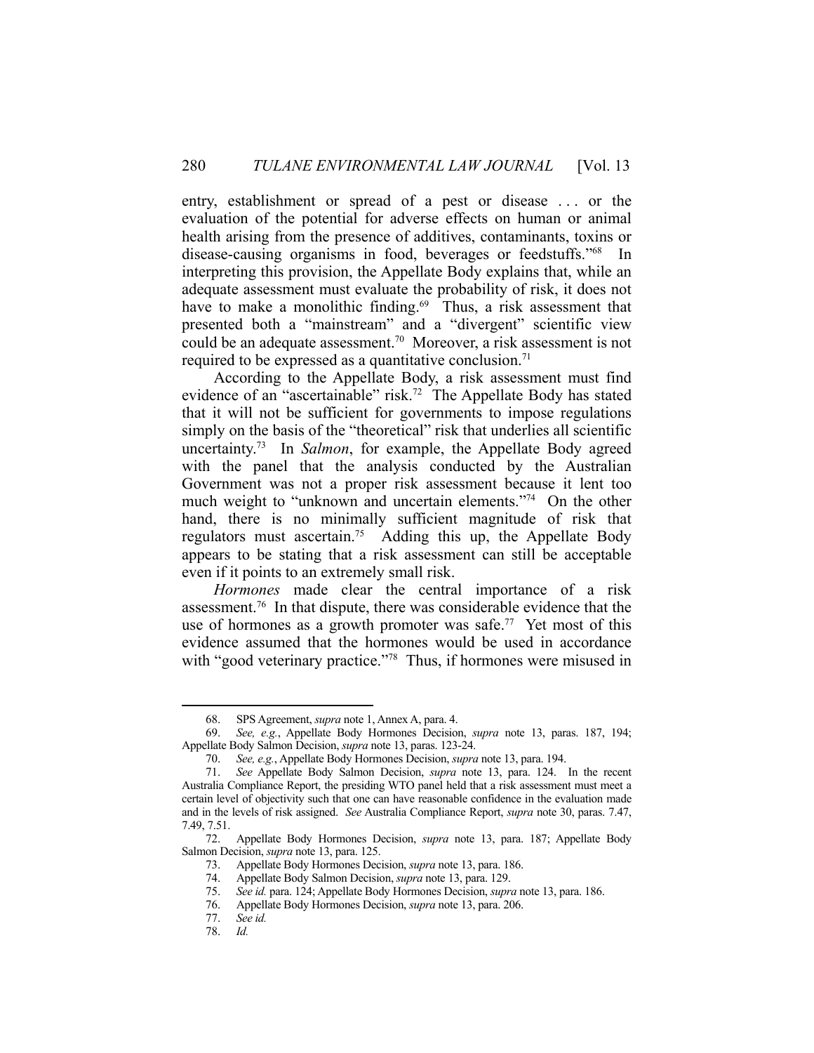entry, establishment or spread of a pest or disease . . . or the evaluation of the potential for adverse effects on human or animal health arising from the presence of additives, contaminants, toxins or disease-causing organisms in food, beverages or feedstuffs."[68] In interpreting this provision, the Appellate Body explains that, while an adequate assessment must evaluate the probability of risk, it does not have to make a monolithic finding.[69] Thus, a risk assessment that presented both a "mainstream" and a "divergent" scientific view could be an adequate assessment.[70] Moreover, a risk assessment is not required to be expressed as a quantitative conclusion.[71]

According to the Appellate Body, a risk assessment must find evidence of an "ascertainable" risk.[72] The Appellate Body has stated that it will not be sufficient for governments to impose regulations simply on the basis of the "theoretical" risk that underlies all scientific uncertainty.[73] In *Salmon*, for example, the Appellate Body agreed with the panel that the analysis conducted by the Australian Government was not a proper risk assessment because it lent too much weight to "unknown and uncertain elements."[74] On the other hand, there is no minimally sufficient magnitude of risk that regulators must ascertain.[75] Adding this up, the Appellate Body appears to be stating that a risk assessment can still be acceptable even if it points to an extremely small risk.

*Hormones* made clear the central importance of a risk assessment.[76] In that dispute, there was considerable evidence that the use of hormones as a growth promoter was safe.[77] Yet most of this evidence assumed that the hormones would be used in accordance with "good veterinary practice."[78] Thus, if hormones were misused in

---

68. SPS Agreement, *supra* note 1, Annex A, para. 4.

69. *See, e.g.*, Appellate Body Hormones Decision, *supra* note 13, paras. 187, 194; Appellate Body Salmon Decision, *supra* note 13, paras. 123-24.

70. *See, e.g.*, Appellate Body Hormones Decision, *supra* note 13, para. 194.

71. *See* Appellate Body Salmon Decision, *supra* note 13, para. 124. In the recent Australia Compliance Report, the presiding WTO panel held that a risk assessment must meet a certain level of objectivity such that one can have reasonable confidence in the evaluation made and in the levels of risk assigned. *See* Australia Compliance Report, *supra* note 30, paras. 7.47, 7.49, 7.51.

72. Appellate Body Hormones Decision, *supra* note 13, para. 187; Appellate Body Salmon Decision, *supra* note 13, para. 125.

73. Appellate Body Hormones Decision, *supra* note 13, para. 186.

74. Appellate Body Salmon Decision, *supra* note 13, para. 129.

75. *See id.* para. 124; Appellate Body Hormones Decision, *supra* note 13, para. 186.

76. Appellate Body Hormones Decision, *supra* note 13, para. 206.

77. *See id.*

78. *Id.*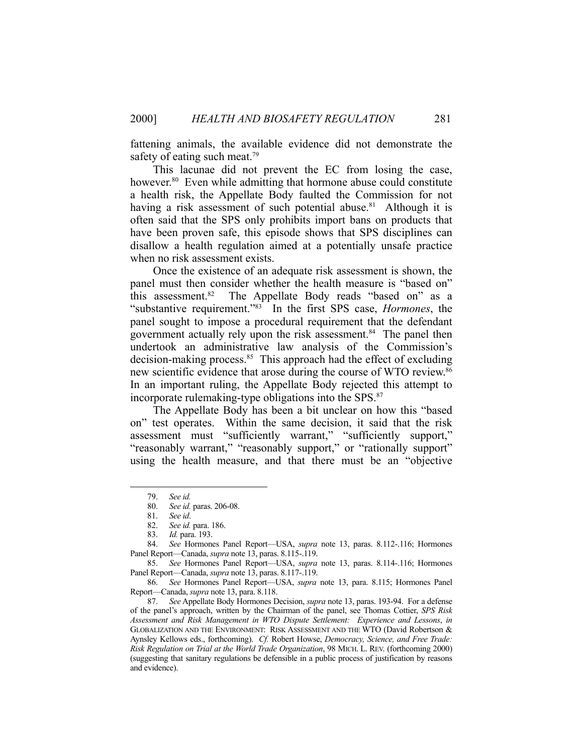fattening animals, the available evidence did not demonstrate the safety of eating such meat.[79]

This lacunae did not prevent the EC from losing the case, however.[80] Even while admitting that hormone abuse could constitute a health risk, the Appellate Body faulted the Commission for not having a risk assessment of such potential abuse.[81] Although it is often said that the SPS only prohibits import bans on products that have been proven safe, this episode shows that SPS disciplines can disallow a health regulation aimed at a potentially unsafe practice when no risk assessment exists.

Once the existence of an adequate risk assessment is shown, the panel must then consider whether the health measure is "based on" this assessment.[82] The Appellate Body reads "based on" as a "substantive requirement."[83] In the first SPS case, *Hormones*, the panel sought to impose a procedural requirement that the defendant government actually rely upon the risk assessment.[84] The panel then undertook an administrative law analysis of the Commission's decision-making process.[85] This approach had the effect of excluding new scientific evidence that arose during the course of WTO review.[86] In an important ruling, the Appellate Body rejected this attempt to incorporate rulemaking-type obligations into the SPS.[87]

The Appellate Body has been a bit unclear on how this "based on" test operates. Within the same decision, it said that the risk assessment must "sufficiently warrant," "sufficiently support," "reasonably warrant," "reasonably support," or "rationally support" using the health measure, and that there must be an "objective

---

79. *See id.*

80. *See id.* paras. 206-08.

81. *See id*.

82. *See id.* para. 186.

83. *Id.* para. 193.

84. *See* Hormones Panel Report—USA, *supra* note 13, paras. 8.112-.116; Hormones Panel Report—Canada, *supra* note 13, paras. 8.115-.119.

85. *See* Hormones Panel Report—USA, *supra* note 13, paras. 8.114-.116; Hormones Panel Report—Canada, *supra* note 13, paras. 8.117-.119.

86. *See* Hormones Panel Report—USA, *supra* note 13, para. 8.115; Hormones Panel Report—Canada, *supra* note 13, para. 8.118.

87. *See* Appellate Body Hormones Decision, *supra* note 13, paras. 193-94. For a defense of the panel's approach, written by the Chairman of the panel, see Thomas Cottier, *SPS Risk Assessment and Risk Management in WTO Dispute Settlement: Experience and Lessons*, *in* GLOBALIZATION AND THE ENVIRONMENT: RISK ASSESSMENT AND THE WTO (David Robertson & Aynsley Kellows eds., forthcoming). *Cf.* Robert Howse, *Democracy, Science, and Free Trade: Risk Regulation on Trial at the World Trade Organization*, 98 MICH. L. REV. (forthcoming 2000) (suggesting that sanitary regulations be defensible in a public process of justification by reasons and evidence).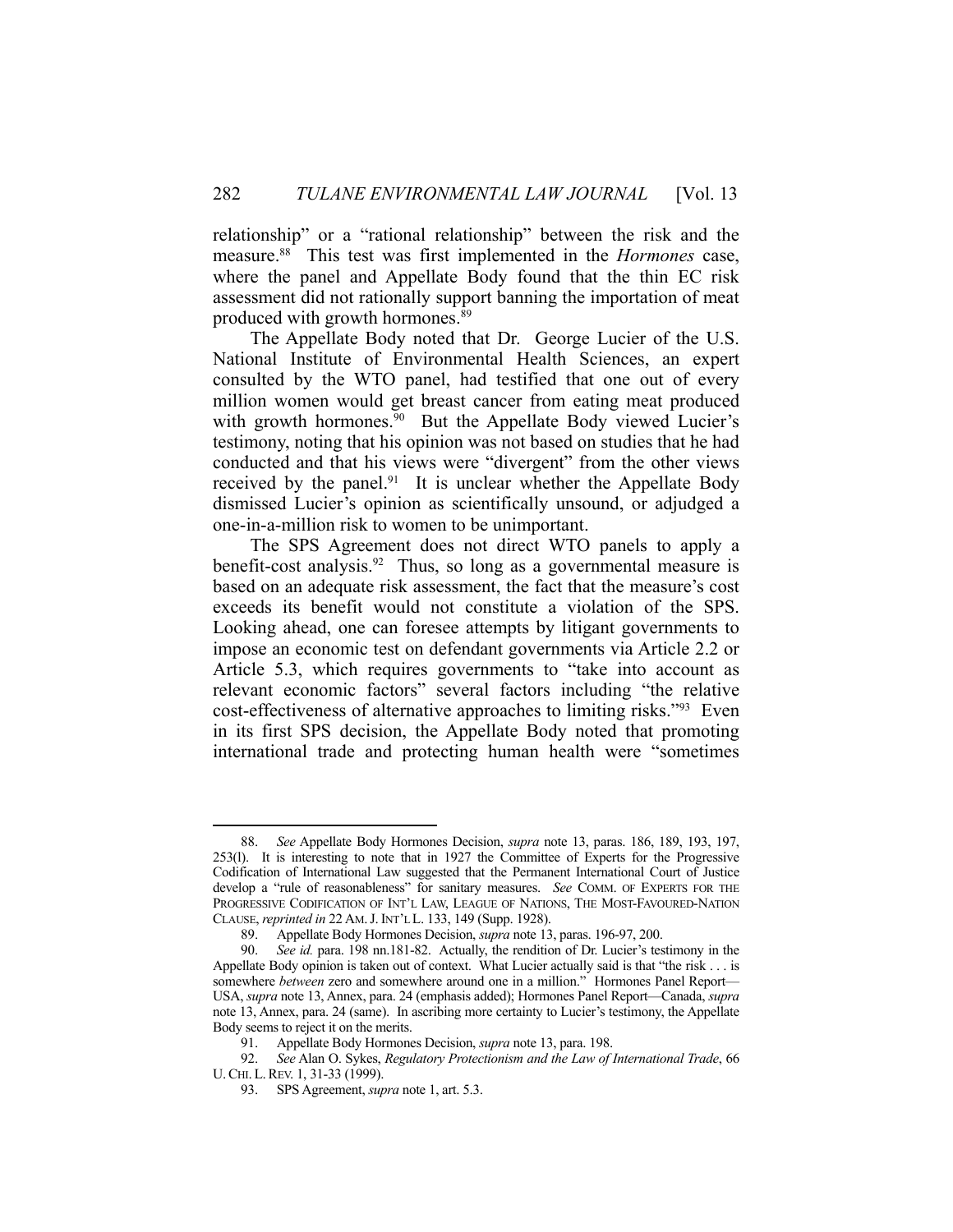relationship" or a "rational relationship" between the risk and the measure.[88] This test was first implemented in the *Hormones* case, where the panel and Appellate Body found that the thin EC risk assessment did not rationally support banning the importation of meat produced with growth hormones.[89]

The Appellate Body noted that Dr. George Lucier of the U.S. National Institute of Environmental Health Sciences, an expert consulted by the WTO panel, had testified that one out of every million women would get breast cancer from eating meat produced with growth hormones.[90] But the Appellate Body viewed Lucier's testimony, noting that his opinion was not based on studies that he had conducted and that his views were "divergent" from the other views received by the panel.[91] It is unclear whether the Appellate Body dismissed Lucier's opinion as scientifically unsound, or adjudged a one-in-a-million risk to women to be unimportant.

The SPS Agreement does not direct WTO panels to apply a benefit-cost analysis.[92] Thus, so long as a governmental measure is based on an adequate risk assessment, the fact that the measure's cost exceeds its benefit would not constitute a violation of the SPS. Looking ahead, one can foresee attempts by litigant governments to impose an economic test on defendant governments via Article 2.2 or Article 5.3, which requires governments to "take into account as relevant economic factors" several factors including "the relative cost-effectiveness of alternative approaches to limiting risks."[93] Even in its first SPS decision, the Appellate Body noted that promoting international trade and protecting human health were "sometimes

---

88. *See* Appellate Body Hormones Decision, *supra* note 13, paras. 186, 189, 193, 197, 253(l). It is interesting to note that in 1927 the Committee of Experts for the Progressive Codification of International Law suggested that the Permanent International Court of Justice develop a "rule of reasonableness" for sanitary measures. *See* COMM. OF EXPERTS FOR THE PROGRESSIVE CODIFICATION OF INT'L LAW, LEAGUE OF NATIONS, THE MOST-FAVOURED-NATION CLAUSE, *reprinted in* 22 AM. J. INT'L L. 133, 149 (Supp. 1928).

89. Appellate Body Hormones Decision, *supra* note 13, paras. 196-97, 200.

90. *See id.* para. 198 nn.181-82. Actually, the rendition of Dr. Lucier's testimony in the Appellate Body opinion is taken out of context. What Lucier actually said is that "the risk . . . is somewhere *between* zero and somewhere around one in a million." Hormones Panel Report—USA, *supra* note 13, Annex, para. 24 (emphasis added); Hormones Panel Report—Canada, *supra* note 13, Annex, para. 24 (same). In ascribing more certainty to Lucier's testimony, the Appellate Body seems to reject it on the merits.

91. Appellate Body Hormones Decision, *supra* note 13, para. 198.

92. *See* Alan O. Sykes, *Regulatory Protectionism and the Law of International Trade*, 66 U. CHI. L. REV. 1, 31-33 (1999).

93. SPS Agreement, *supra* note 1, art. 5.3.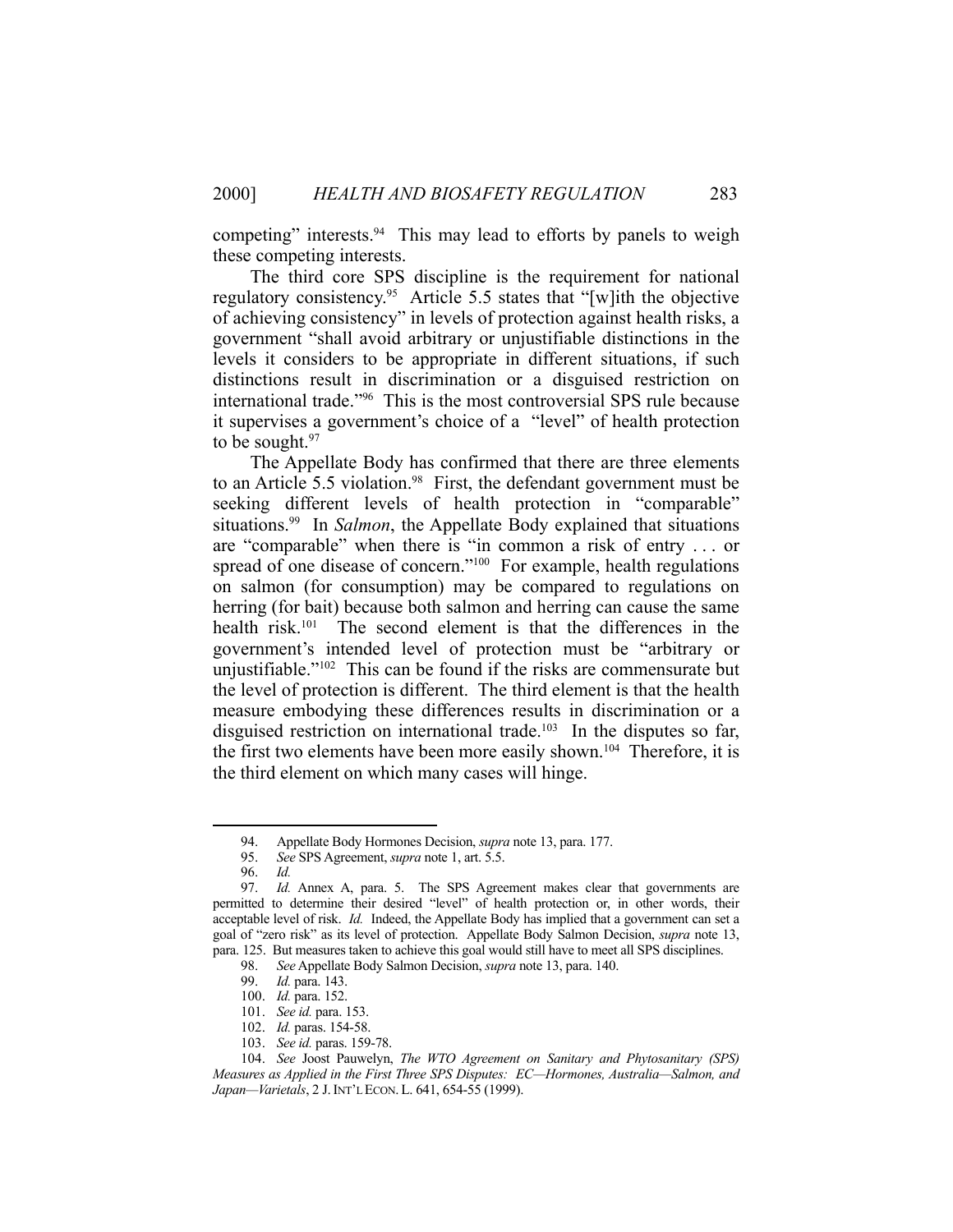competing" interests.[94] This may lead to efforts by panels to weigh these competing interests.

The third core SPS discipline is the requirement for national regulatory consistency.[95] Article 5.5 states that "[w]ith the objective of achieving consistency" in levels of protection against health risks, a government "shall avoid arbitrary or unjustifiable distinctions in the levels it considers to be appropriate in different situations, if such distinctions result in discrimination or a disguised restriction on international trade."[96] This is the most controversial SPS rule because it supervises a government's choice of a "level" of health protection to be sought.[97]

The Appellate Body has confirmed that there are three elements to an Article 5.5 violation.[98] First, the defendant government must be seeking different levels of health protection in "comparable" situations.[99] In *Salmon*, the Appellate Body explained that situations are "comparable" when there is "in common a risk of entry . . . or spread of one disease of concern."[100] For example, health regulations on salmon (for consumption) may be compared to regulations on herring (for bait) because both salmon and herring can cause the same health risk.[101] The second element is that the differences in the government's intended level of protection must be "arbitrary or unjustifiable."[102] This can be found if the risks are commensurate but the level of protection is different. The third element is that the health measure embodying these differences results in discrimination or a disguised restriction on international trade.[103] In the disputes so far, the first two elements have been more easily shown.[104] Therefore, it is the third element on which many cases will hinge.

---

94. Appellate Body Hormones Decision, *supra* note 13, para. 177.

95. *See* SPS Agreement, *supra* note 1, art. 5.5.

96. *Id.*

97. *Id.* Annex A, para. 5. The SPS Agreement makes clear that governments are permitted to determine their desired "level" of health protection or, in other words, their acceptable level of risk. *Id.* Indeed, the Appellate Body has implied that a government can set a goal of "zero risk" as its level of protection. Appellate Body Salmon Decision, *supra* note 13, para. 125. But measures taken to achieve this goal would still have to meet all SPS disciplines.

98. *See* Appellate Body Salmon Decision, *supra* note 13, para. 140.

99. *Id.* para. 143.

100. *Id.* para. 152.

101. *See id.* para. 153.

102. *Id.* paras. 154-58.

103. *See id.* paras. 159-78.

104. *See* Joost Pauwelyn, *The WTO Agreement on Sanitary and Phytosanitary (SPS) Measures as Applied in the First Three SPS Disputes: EC—Hormones, Australia—Salmon, and Japan—Varietals*, 2 J. INT'L ECON. L. 641, 654-55 (1999).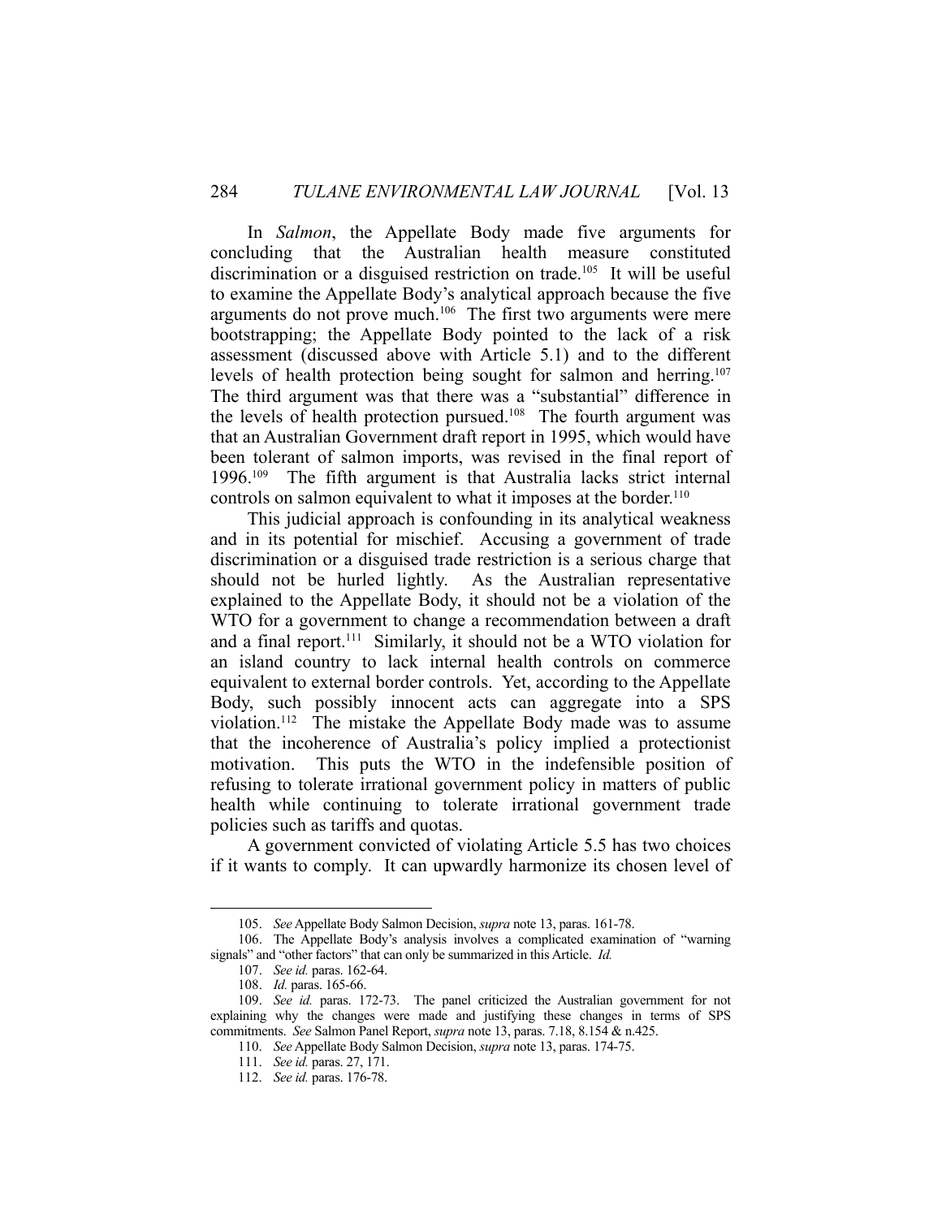In *Salmon*, the Appellate Body made five arguments for concluding that the Australian health measure constituted discrimination or a disguised restriction on trade.[105] It will be useful to examine the Appellate Body's analytical approach because the five arguments do not prove much.[106] The first two arguments were mere bootstrapping; the Appellate Body pointed to the lack of a risk assessment (discussed above with Article 5.1) and to the different levels of health protection being sought for salmon and herring.[107] The third argument was that there was a "substantial" difference in the levels of health protection pursued.[108] The fourth argument was that an Australian Government draft report in 1995, which would have been tolerant of salmon imports, was revised in the final report of 1996.[109] The fifth argument is that Australia lacks strict internal controls on salmon equivalent to what it imposes at the border.[110]

This judicial approach is confounding in its analytical weakness and in its potential for mischief. Accusing a government of trade discrimination or a disguised trade restriction is a serious charge that should not be hurled lightly. As the Australian representative explained to the Appellate Body, it should not be a violation of the WTO for a government to change a recommendation between a draft and a final report.[111] Similarly, it should not be a WTO violation for an island country to lack internal health controls on commerce equivalent to external border controls. Yet, according to the Appellate Body, such possibly innocent acts can aggregate into a SPS violation.[112] The mistake the Appellate Body made was to assume that the incoherence of Australia's policy implied a protectionist motivation. This puts the WTO in the indefensible position of refusing to tolerate irrational government policy in matters of public health while continuing to tolerate irrational government trade policies such as tariffs and quotas.

A government convicted of violating Article 5.5 has two choices if it wants to comply. It can upwardly harmonize its chosen level of

---

105. *See* Appellate Body Salmon Decision, *supra* note 13, paras. 161-78.

106. The Appellate Body's analysis involves a complicated examination of "warning signals" and "other factors" that can only be summarized in this Article. *Id.*

107. *See id.* paras. 162-64.

108. *Id.* paras. 165-66.

109. *See id.* paras. 172-73. The panel criticized the Australian government for not explaining why the changes were made and justifying these changes in terms of SPS commitments. *See* Salmon Panel Report, *supra* note 13, paras. 7.18, 8.154 & n.425.

110. *See* Appellate Body Salmon Decision, *supra* note 13, paras. 174-75.

111. *See id.* paras. 27, 171.

112. *See id.* paras. 176-78.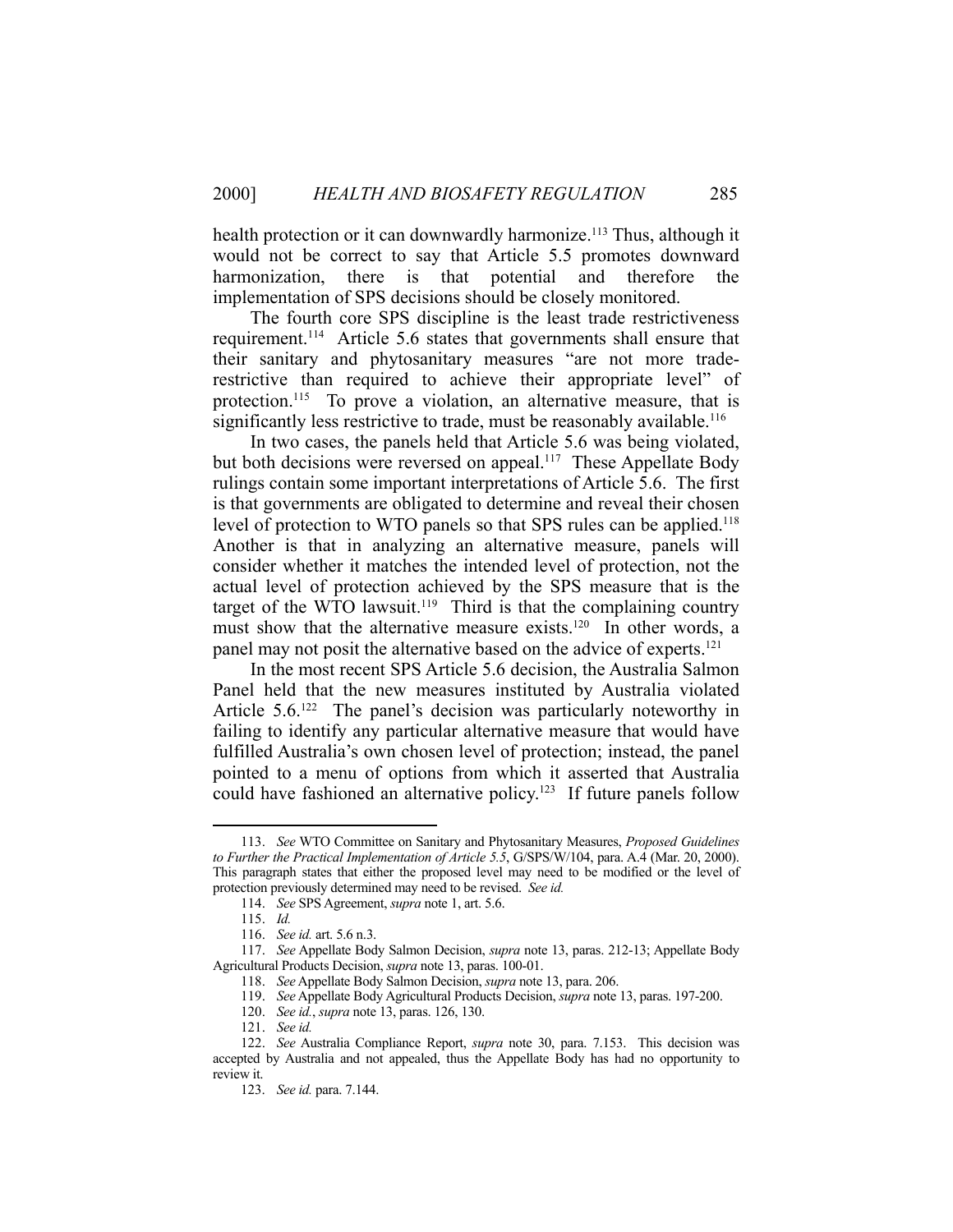health protection or it can downwardly harmonize.[113] Thus, although it would not be correct to say that Article 5.5 promotes downward harmonization, there is that potential and therefore the implementation of SPS decisions should be closely monitored.

The fourth core SPS discipline is the least trade restrictiveness requirement.[114] Article 5.6 states that governments shall ensure that their sanitary and phytosanitary measures "are not more trade-restrictive than required to achieve their appropriate level" of protection.[115] To prove a violation, an alternative measure, that is significantly less restrictive to trade, must be reasonably available.[116]

In two cases, the panels held that Article 5.6 was being violated, but both decisions were reversed on appeal.[117] These Appellate Body rulings contain some important interpretations of Article 5.6. The first is that governments are obligated to determine and reveal their chosen level of protection to WTO panels so that SPS rules can be applied.[118] Another is that in analyzing an alternative measure, panels will consider whether it matches the intended level of protection, not the actual level of protection achieved by the SPS measure that is the target of the WTO lawsuit.[119] Third is that the complaining country must show that the alternative measure exists.[120] In other words, a panel may not posit the alternative based on the advice of experts.[121]

In the most recent SPS Article 5.6 decision, the Australia Salmon Panel held that the new measures instituted by Australia violated Article 5.6.[122] The panel's decision was particularly noteworthy in failing to identify any particular alternative measure that would have fulfilled Australia's own chosen level of protection; instead, the panel pointed to a menu of options from which it asserted that Australia could have fashioned an alternative policy.[123] If future panels follow

---

113. *See* WTO Committee on Sanitary and Phytosanitary Measures, *Proposed Guidelines to Further the Practical Implementation of Article 5.5*, G/SPS/W/104, para. A.4 (Mar. 20, 2000). This paragraph states that either the proposed level may need to be modified or the level of protection previously determined may need to be revised. *See id.*

114. *See* SPS Agreement, *supra* note 1, art. 5.6.

115. *Id.*

116. *See id.* art. 5.6 n.3.

117. *See* Appellate Body Salmon Decision, *supra* note 13, paras. 212-13; Appellate Body Agricultural Products Decision, *supra* note 13, paras. 100-01.

118. *See* Appellate Body Salmon Decision, *supra* note 13, para. 206.

119. *See* Appellate Body Agricultural Products Decision, *supra* note 13, paras. 197-200.

120. *See id.*, *supra* note 13, paras. 126, 130.

121. *See id.*

122. *See* Australia Compliance Report, *supra* note 30, para. 7.153. This decision was accepted by Australia and not appealed, thus the Appellate Body has had no opportunity to review it.

123. *See id.* para. 7.144.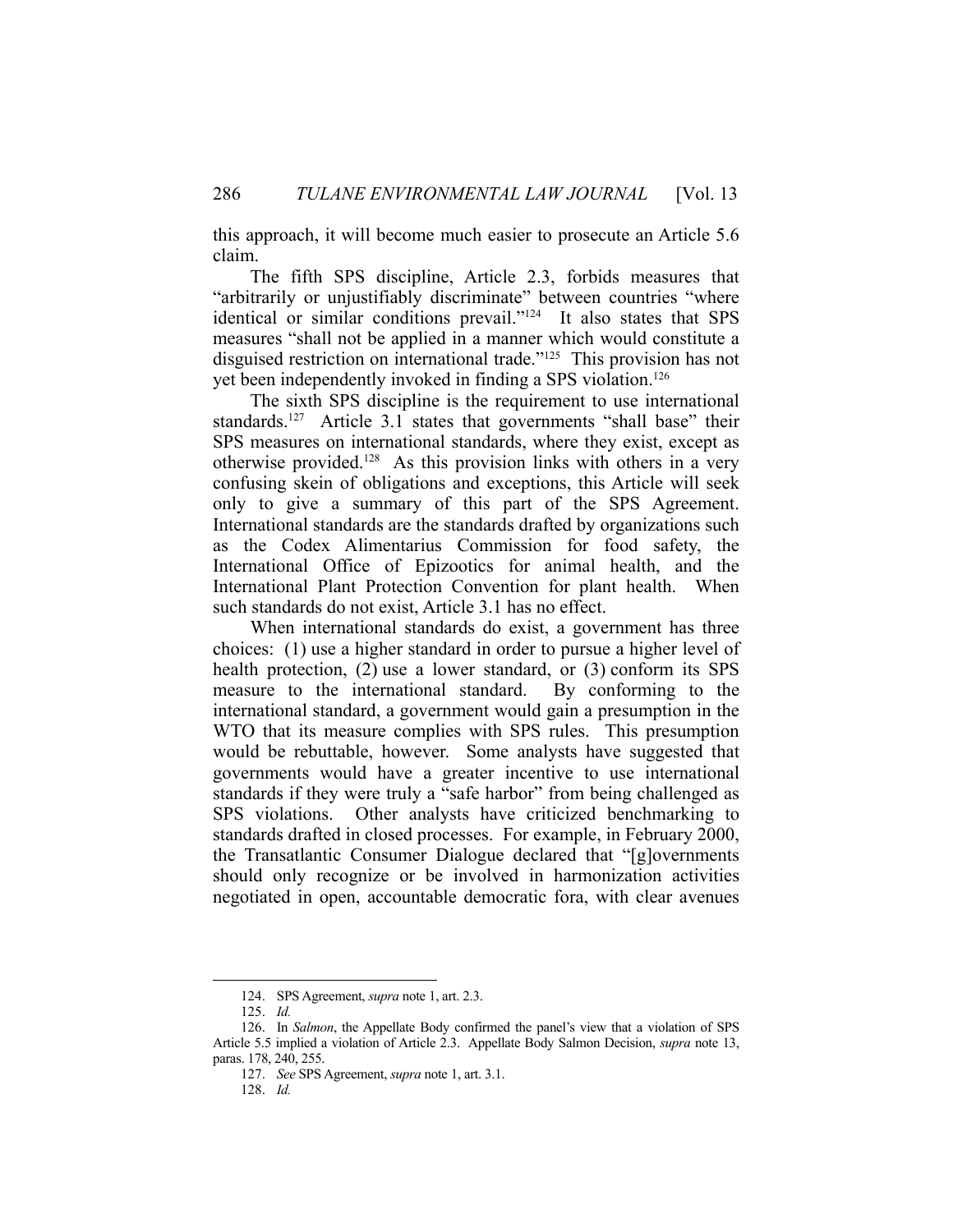this approach, it will become much easier to prosecute an Article 5.6 claim.

The fifth SPS discipline, Article 2.3, forbids measures that "arbitrarily or unjustifiably discriminate" between countries "where identical or similar conditions prevail."[124] It also states that SPS measures "shall not be applied in a manner which would constitute a disguised restriction on international trade."[125] This provision has not yet been independently invoked in finding a SPS violation.[126]

The sixth SPS discipline is the requirement to use international standards.[127] Article 3.1 states that governments "shall base" their SPS measures on international standards, where they exist, except as otherwise provided.[128] As this provision links with others in a very confusing skein of obligations and exceptions, this Article will seek only to give a summary of this part of the SPS Agreement. International standards are the standards drafted by organizations such as the Codex Alimentarius Commission for food safety, the International Office of Epizootics for animal health, and the International Plant Protection Convention for plant health. When such standards do not exist, Article 3.1 has no effect.

When international standards do exist, a government has three choices: (1) use a higher standard in order to pursue a higher level of health protection, (2) use a lower standard, or (3) conform its SPS measure to the international standard. By conforming to the international standard, a government would gain a presumption in the WTO that its measure complies with SPS rules. This presumption would be rebuttable, however. Some analysts have suggested that governments would have a greater incentive to use international standards if they were truly a "safe harbor" from being challenged as SPS violations. Other analysts have criticized benchmarking to standards drafted in closed processes. For example, in February 2000, the Transatlantic Consumer Dialogue declared that "[g]overnments should only recognize or be involved in harmonization activities negotiated in open, accountable democratic fora, with clear avenues

---

124. SPS Agreement, *supra* note 1, art. 2.3.

125. *Id.*

126. In *Salmon*, the Appellate Body confirmed the panel's view that a violation of SPS Article 5.5 implied a violation of Article 2.3. Appellate Body Salmon Decision, *supra* note 13, paras. 178, 240, 255.

127. *See* SPS Agreement, *supra* note 1, art. 3.1.

128. *Id.*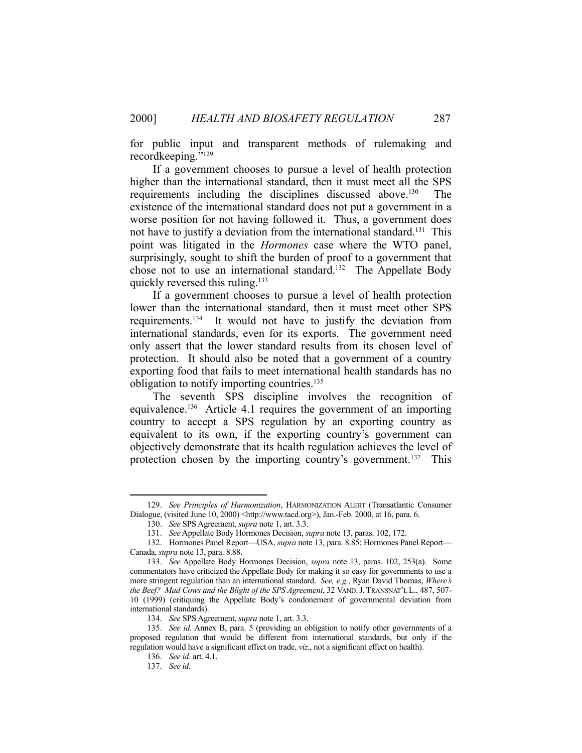for public input and transparent methods of rulemaking and recordkeeping."[129]

If a government chooses to pursue a level of health protection higher than the international standard, then it must meet all the SPS requirements including the disciplines discussed above.[130] The existence of the international standard does not put a government in a worse position for not having followed it. Thus, a government does not have to justify a deviation from the international standard.[131] This point was litigated in the *Hormones* case where the WTO panel, surprisingly, sought to shift the burden of proof to a government that chose not to use an international standard.[132] The Appellate Body quickly reversed this ruling.[133]

If a government chooses to pursue a level of health protection lower than the international standard, then it must meet other SPS requirements.[134] It would not have to justify the deviation from international standards, even for its exports. The government need only assert that the lower standard results from its chosen level of protection. It should also be noted that a government of a country exporting food that fails to meet international health standards has no obligation to notify importing countries.[135]

The seventh SPS discipline involves the recognition of equivalence.[136] Article 4.1 requires the government of an importing country to accept a SPS regulation by an exporting country as equivalent to its own, if the exporting country's government can objectively demonstrate that its health regulation achieves the level of protection chosen by the importing country's government.[137] This

---

129. *See Principles of Harmonization*, HARMONIZATION ALERT (Transatlantic Consumer Dialogue, (visited June 10, 2000) <http://www.tacd.org>), Jan.-Feb. 2000, at 16, para. 6.

130. *See* SPS Agreement, *supra* note 1, art. 3.3.

131. *See* Appellate Body Hormones Decision, *supra* note 13, paras. 102, 172.

132. Hormones Panel Report—USA, *supra* note 13, para. 8.85; Hormones Panel Report—Canada, *supra* note 13, para. 8.88.

133. *See* Appellate Body Hormones Decision, *supra* note 13, paras. 102, 253(a). Some commentators have criticized the Appellate Body for making it so easy for governments to use a more stringent regulation than an international standard. *See, e.g.*, Ryan David Thomas, *Where's the Beef? Mad Cows and the Blight of the SPS Agreement*, 32 VAND. J. TRANSNAT'L L., 487, 507-10 (1999) (critiquing the Appellate Body's condonement of governmental deviation from international standards).

134. *See* SPS Agreement, *supra* note 1, art. 3.3.

135. *See id.* Annex B, para. 5 (providing an obligation to notify other governments of a proposed regulation that would be different from international standards, but only if the regulation would have a significant effect on trade, *viz*., not a significant effect on health).

136. *See id.* art. 4.1.

137. *See id.*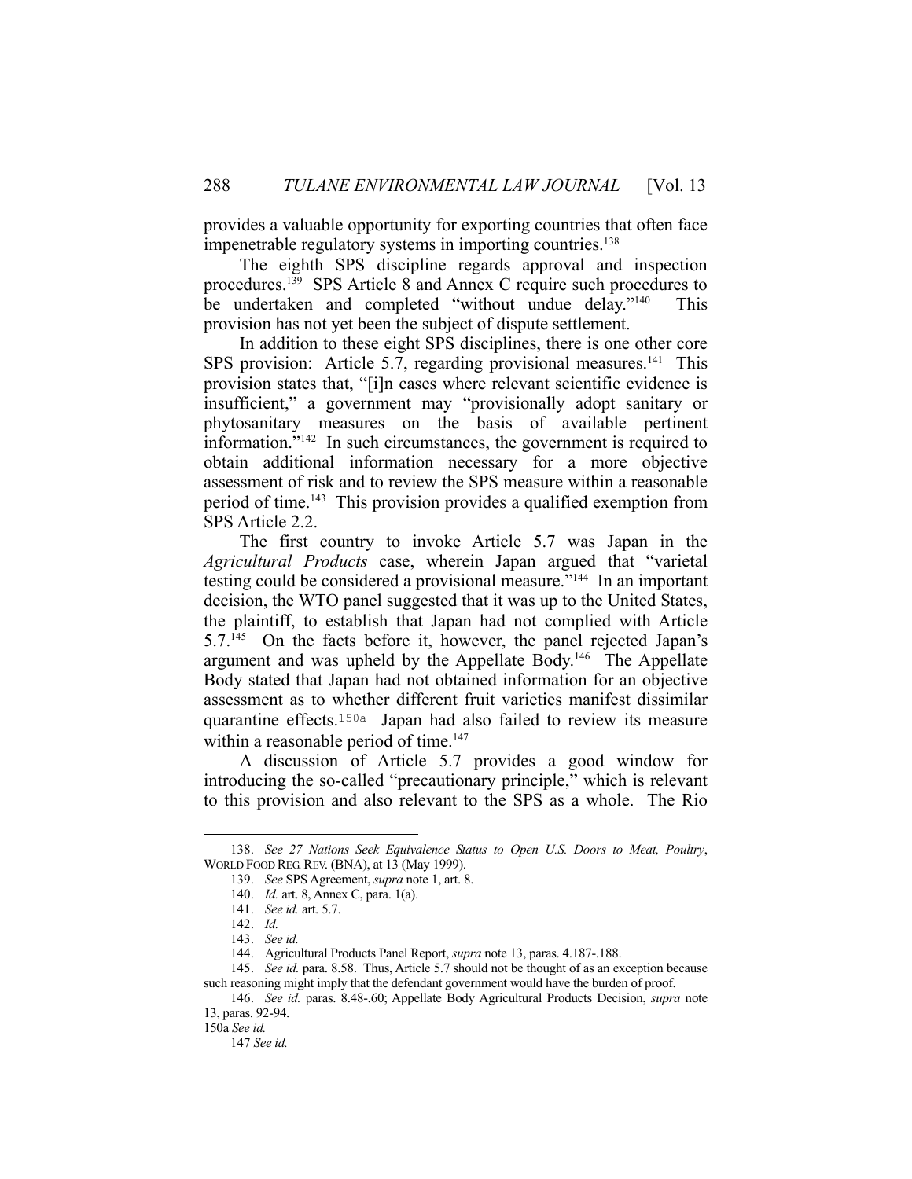provides a valuable opportunity for exporting countries that often face impenetrable regulatory systems in importing countries.[138]

The eighth SPS discipline regards approval and inspection procedures.[139] SPS Article 8 and Annex C require such procedures to be undertaken and completed "without undue delay."[140] This provision has not yet been the subject of dispute settlement.

In addition to these eight SPS disciplines, there is one other core SPS provision: Article 5.7, regarding provisional measures.[141] This provision states that, "[i]n cases where relevant scientific evidence is insufficient," a government may "provisionally adopt sanitary or phytosanitary measures on the basis of available pertinent information."[142] In such circumstances, the government is required to obtain additional information necessary for a more objective assessment of risk and to review the SPS measure within a reasonable period of time.[143] This provision provides a qualified exemption from SPS Article 2.2.

The first country to invoke Article 5.7 was Japan in the *Agricultural Products* case, wherein Japan argued that "varietal testing could be considered a provisional measure."[144] In an important decision, the WTO panel suggested that it was up to the United States, the plaintiff, to establish that Japan had not complied with Article 5.7.[145] On the facts before it, however, the panel rejected Japan's argument and was upheld by the Appellate Body.[146] The Appellate Body stated that Japan had not obtained information for an objective assessment as to whether different fruit varieties manifest dissimilar quarantine effects.[150a] Japan had also failed to review its measure within a reasonable period of time.[147]

A discussion of Article 5.7 provides a good window for introducing the so-called "precautionary principle," which is relevant to this provision and also relevant to the SPS as a whole. The Rio

---

138. *See 27 Nations Seek Equivalence Status to Open U.S. Doors to Meat, Poultry*, WORLD FOOD REG. REV. (BNA), at 13 (May 1999).

139. *See* SPS Agreement, *supra* note 1, art. 8.

140. *Id.* art. 8, Annex C, para. 1(a).

141. *See id.* art. 5.7.

142. *Id.*

143. *See id.*

144. Agricultural Products Panel Report, *supra* note 13, paras. 4.187-.188.

145. *See id.* para. 8.58. Thus, Article 5.7 should not be thought of as an exception because such reasoning might imply that the defendant government would have the burden of proof.

146. *See id.* paras. 8.48-.60; Appellate Body Agricultural Products Decision, *supra* note 13, paras. 92-94.

150a *See id.*

147 *See id.*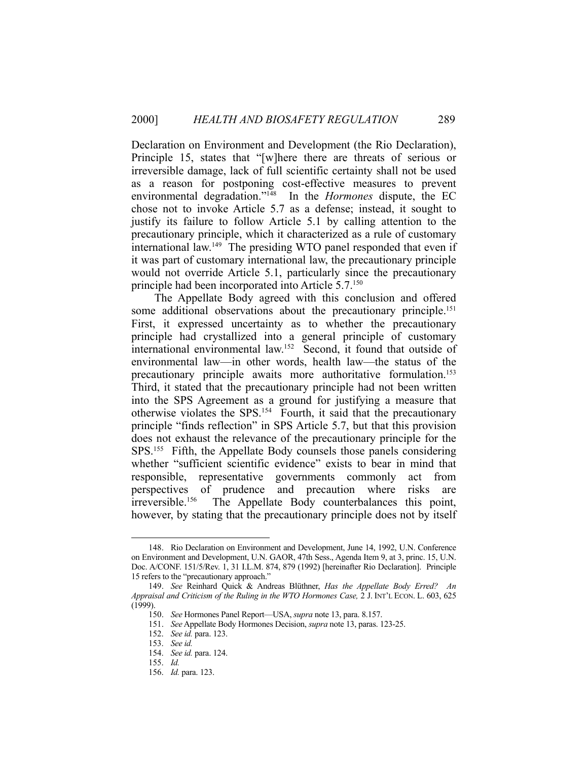Declaration on Environment and Development (the Rio Declaration), Principle 15, states that "[w]here there are threats of serious or irreversible damage, lack of full scientific certainty shall not be used as a reason for postponing cost-effective measures to prevent environmental degradation."[148] In the *Hormones* dispute, the EC chose not to invoke Article 5.7 as a defense; instead, it sought to justify its failure to follow Article 5.1 by calling attention to the precautionary principle, which it characterized as a rule of customary international law.[149] The presiding WTO panel responded that even if it was part of customary international law, the precautionary principle would not override Article 5.1, particularly since the precautionary principle had been incorporated into Article 5.7.[150]

The Appellate Body agreed with this conclusion and offered some additional observations about the precautionary principle.[151] First, it expressed uncertainty as to whether the precautionary principle had crystallized into a general principle of customary international environmental law.[152] Second, it found that outside of environmental law—in other words, health law—the status of the precautionary principle awaits more authoritative formulation.[153] Third, it stated that the precautionary principle had not been written into the SPS Agreement as a ground for justifying a measure that otherwise violates the SPS.[154] Fourth, it said that the precautionary principle "finds reflection" in SPS Article 5.7, but that this provision does not exhaust the relevance of the precautionary principle for the SPS.[155] Fifth, the Appellate Body counsels those panels considering whether "sufficient scientific evidence" exists to bear in mind that responsible, representative governments commonly act from perspectives of prudence and precaution where risks are irreversible.[156] The Appellate Body counterbalances this point, however, by stating that the precautionary principle does not by itself

---

148. Rio Declaration on Environment and Development, June 14, 1992, U.N. Conference on Environment and Development, U.N. GAOR, 47th Sess., Agenda Item 9, at 3, princ. 15, U.N. Doc. A/CONF. 151/5/Rev. 1, 31 I.L.M. 874, 879 (1992) [hereinafter Rio Declaration]. Principle 15 refers to the "precautionary approach."

149. *See* Reinhard Quick & Andreas Blüthner, *Has the Appellate Body Erred? An Appraisal and Criticism of the Ruling in the WTO Hormones Case,* 2 J. INT'L ECON. L. 603, 625 (1999).

150. *See* Hormones Panel Report—USA, *supra* note 13, para. 8.157.

151. *See* Appellate Body Hormones Decision, *supra* note 13, paras. 123-25.

152. *See id.* para. 123.

153. *See id.*

154. *See id.* para. 124.

155. *Id.*

156. *Id.* para. 123.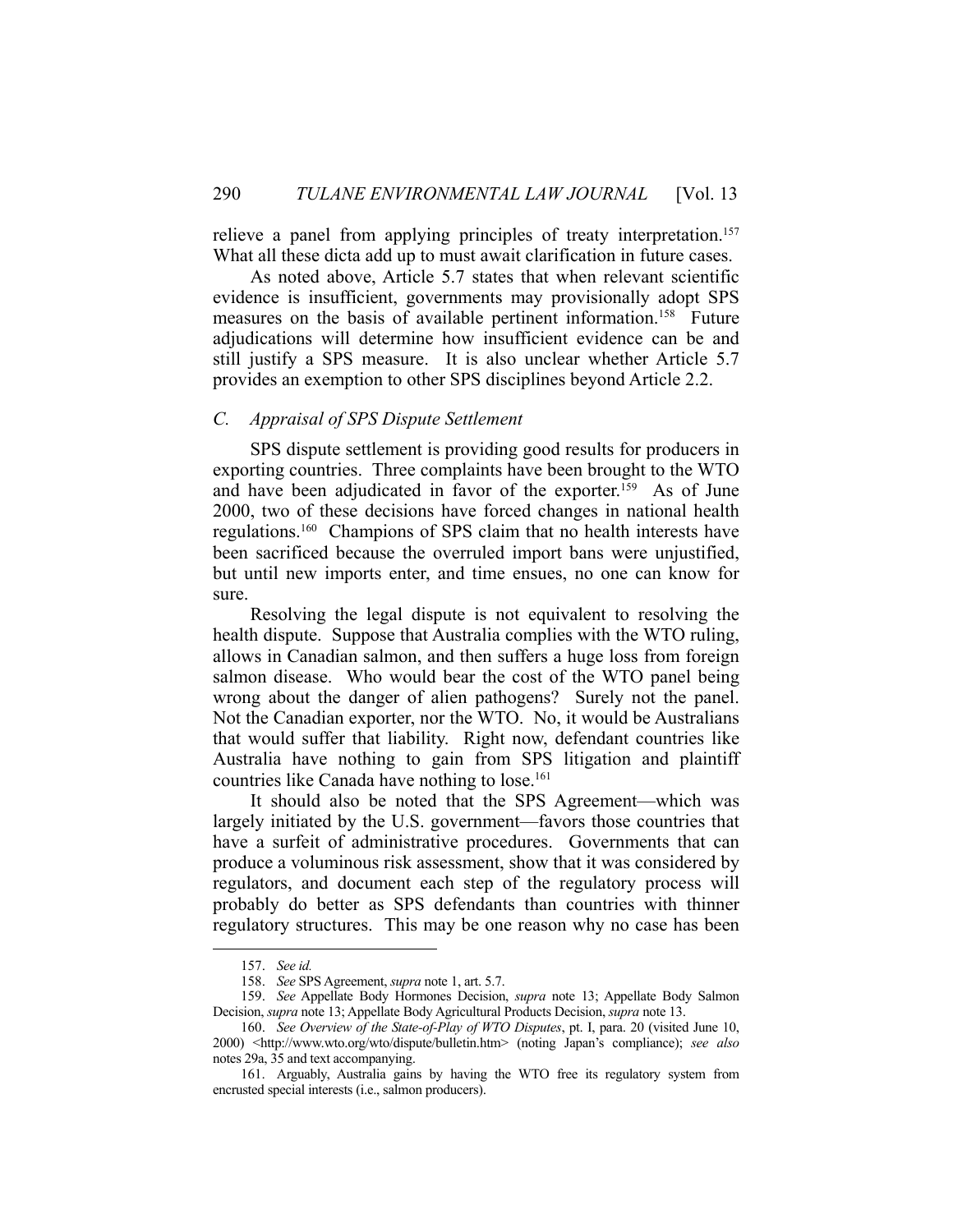relieve a panel from applying principles of treaty interpretation.[157] What all these dicta add up to must await clarification in future cases.

As noted above, Article 5.7 states that when relevant scientific evidence is insufficient, governments may provisionally adopt SPS measures on the basis of available pertinent information.[158] Future adjudications will determine how insufficient evidence can be and still justify a SPS measure. It is also unclear whether Article 5.7 provides an exemption to other SPS disciplines beyond Article 2.2.

### *C. Appraisal of SPS Dispute Settlement*

SPS dispute settlement is providing good results for producers in exporting countries. Three complaints have been brought to the WTO and have been adjudicated in favor of the exporter.[159] As of June 2000, two of these decisions have forced changes in national health regulations.[160] Champions of SPS claim that no health interests have been sacrificed because the overruled import bans were unjustified, but until new imports enter, and time ensues, no one can know for sure.

Resolving the legal dispute is not equivalent to resolving the health dispute. Suppose that Australia complies with the WTO ruling, allows in Canadian salmon, and then suffers a huge loss from foreign salmon disease. Who would bear the cost of the WTO panel being wrong about the danger of alien pathogens? Surely not the panel. Not the Canadian exporter, nor the WTO. No, it would be Australians that would suffer that liability. Right now, defendant countries like Australia have nothing to gain from SPS litigation and plaintiff countries like Canada have nothing to lose.[161]

It should also be noted that the SPS Agreement—which was largely initiated by the U.S. government—favors those countries that have a surfeit of administrative procedures. Governments that can produce a voluminous risk assessment, show that it was considered by regulators, and document each step of the regulatory process will probably do better as SPS defendants than countries with thinner regulatory structures. This may be one reason why no case has been

---

157. *See id.*

158. *See* SPS Agreement, *supra* note 1, art. 5.7.

159. *See* Appellate Body Hormones Decision, *supra* note 13; Appellate Body Salmon Decision, *supra* note 13; Appellate Body Agricultural Products Decision, *supra* note 13.

160. *See Overview of the State-of-Play of WTO Disputes*, pt. I, para. 20 (visited June 10, 2000) <http://www.wto.org/wto/dispute/bulletin.htm> (noting Japan's compliance); *see also* notes 29a, 35 and text accompanying.

161. Arguably, Australia gains by having the WTO free its regulatory system from encrusted special interests (i.e., salmon producers).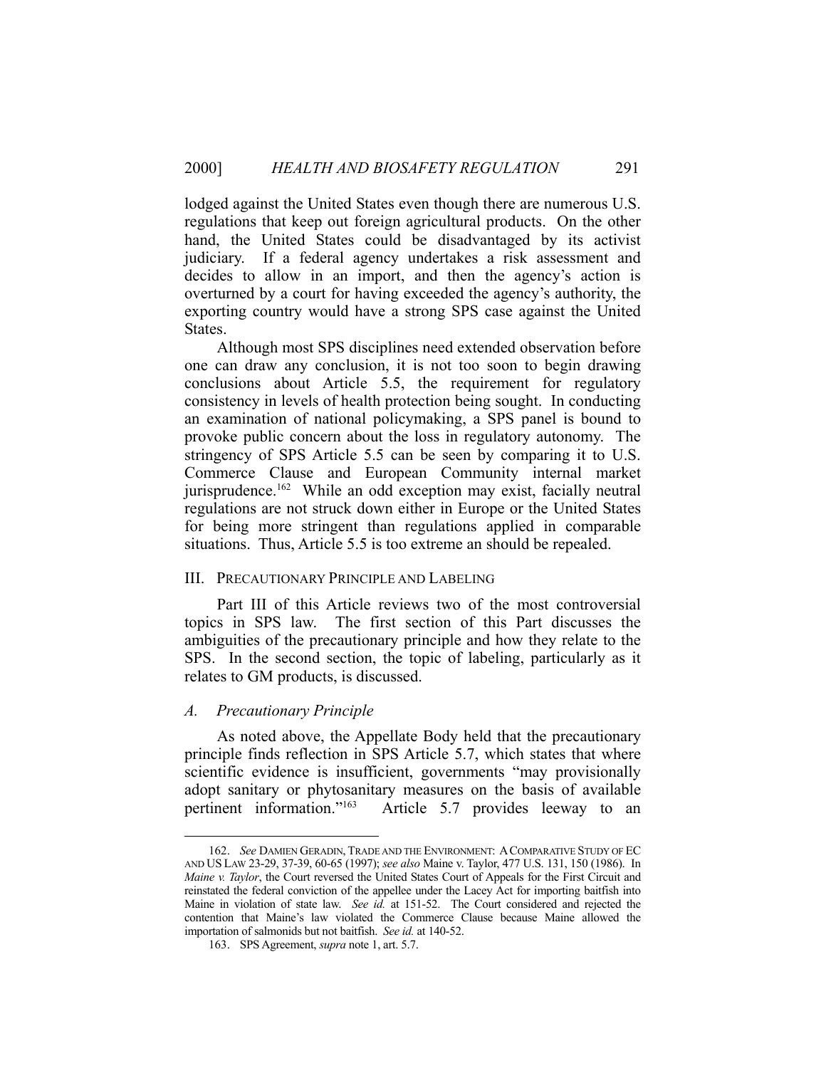lodged against the United States even though there are numerous U.S. regulations that keep out foreign agricultural products. On the other hand, the United States could be disadvantaged by its activist judiciary. If a federal agency undertakes a risk assessment and decides to allow in an import, and then the agency's action is overturned by a court for having exceeded the agency's authority, the exporting country would have a strong SPS case against the United States.

Although most SPS disciplines need extended observation before one can draw any conclusion, it is not too soon to begin drawing conclusions about Article 5.5, the requirement for regulatory consistency in levels of health protection being sought. In conducting an examination of national policymaking, a SPS panel is bound to provoke public concern about the loss in regulatory autonomy. The stringency of SPS Article 5.5 can be seen by comparing it to U.S. Commerce Clause and European Community internal market jurisprudence.[162] While an odd exception may exist, facially neutral regulations are not struck down either in Europe or the United States for being more stringent than regulations applied in comparable situations. Thus, Article 5.5 is too extreme an should be repealed.

## III. PRECAUTIONARY PRINCIPLE AND LABELING

Part III of this Article reviews two of the most controversial topics in SPS law. The first section of this Part discusses the ambiguities of the precautionary principle and how they relate to the SPS. In the second section, the topic of labeling, particularly as it relates to GM products, is discussed.

### *A. Precautionary Principle*

As noted above, the Appellate Body held that the precautionary principle finds reflection in SPS Article 5.7, which states that where scientific evidence is insufficient, governments "may provisionally adopt sanitary or phytosanitary measures on the basis of available pertinent information."[163] Article 5.7 provides leeway to an

---

162. *See* DAMIEN GERADIN, TRADE AND THE ENVIRONMENT: A COMPARATIVE STUDY OF EC AND US LAW 23-29, 37-39, 60-65 (1997); *see also* Maine v. Taylor, 477 U.S. 131, 150 (1986). In *Maine v. Taylor*, the Court reversed the United States Court of Appeals for the First Circuit and reinstated the federal conviction of the appellee under the Lacey Act for importing baitfish into Maine in violation of state law. *See id.* at 151-52. The Court considered and rejected the contention that Maine's law violated the Commerce Clause because Maine allowed the importation of salmonids but not baitfish. *See id.* at 140-52.

163. SPS Agreement, *supra* note 1, art. 5.7.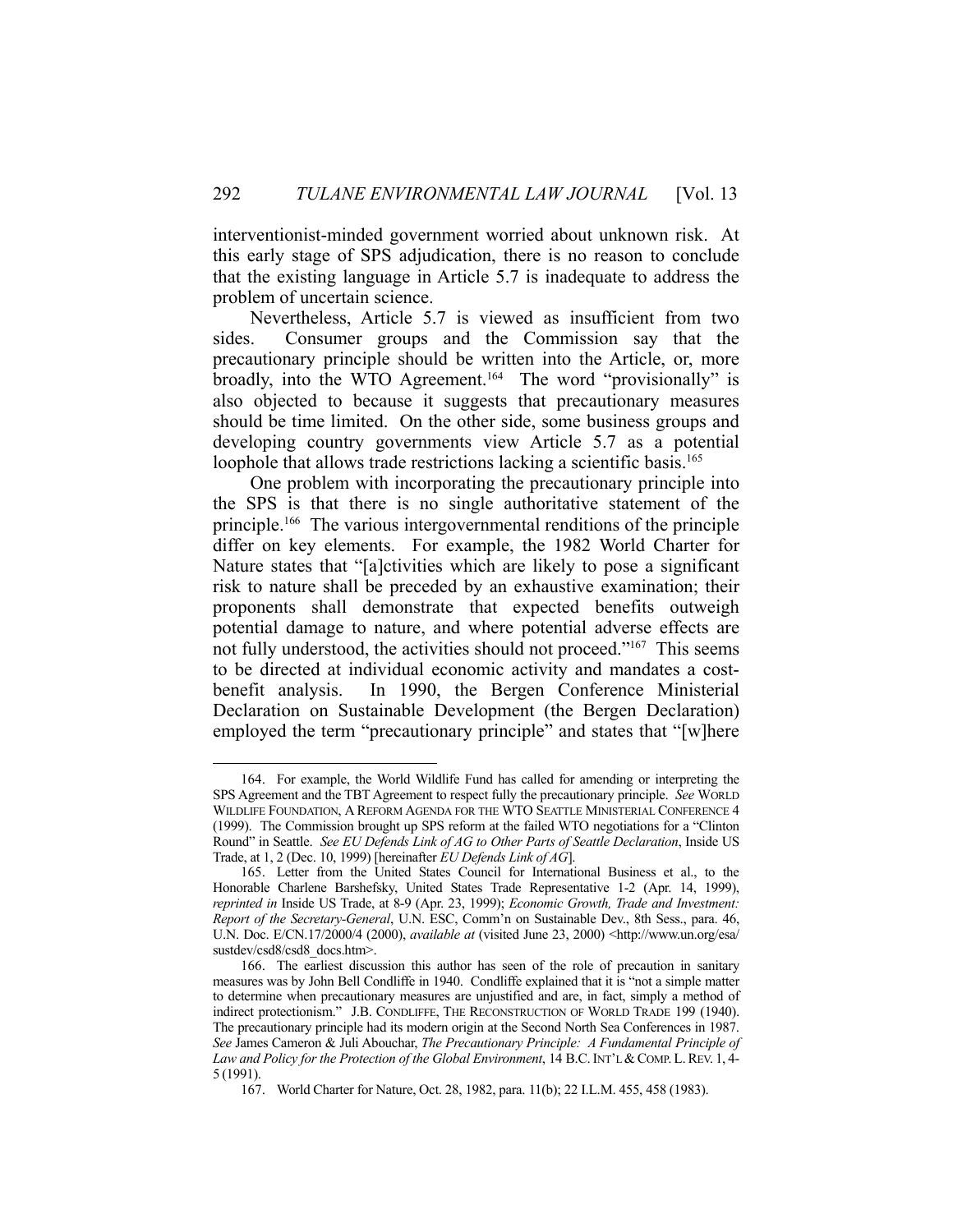interventionist-minded government worried about unknown risk. At this early stage of SPS adjudication, there is no reason to conclude that the existing language in Article 5.7 is inadequate to address the problem of uncertain science.

Nevertheless, Article 5.7 is viewed as insufficient from two sides. Consumer groups and the Commission say that the precautionary principle should be written into the Article, or, more broadly, into the WTO Agreement.[164] The word "provisionally" is also objected to because it suggests that precautionary measures should be time limited. On the other side, some business groups and developing country governments view Article 5.7 as a potential loophole that allows trade restrictions lacking a scientific basis.[165]

One problem with incorporating the precautionary principle into the SPS is that there is no single authoritative statement of the principle.[166] The various intergovernmental renditions of the principle differ on key elements. For example, the 1982 World Charter for Nature states that "[a]ctivities which are likely to pose a significant risk to nature shall be preceded by an exhaustive examination; their proponents shall demonstrate that expected benefits outweigh potential damage to nature, and where potential adverse effects are not fully understood, the activities should not proceed."[167] This seems to be directed at individual economic activity and mandates a cost-benefit analysis. In 1990, the Bergen Conference Ministerial Declaration on Sustainable Development (the Bergen Declaration) employed the term "precautionary principle" and states that "[w]here

---

164. For example, the World Wildlife Fund has called for amending or interpreting the SPS Agreement and the TBT Agreement to respect fully the precautionary principle. *See* WORLD WILDLIFE FOUNDATION, A REFORM AGENDA FOR THE WTO SEATTLE MINISTERIAL CONFERENCE 4 (1999). The Commission brought up SPS reform at the failed WTO negotiations for a "Clinton Round" in Seattle. *See EU Defends Link of AG to Other Parts of Seattle Declaration*, Inside US Trade, at 1, 2 (Dec. 10, 1999) [hereinafter *EU Defends Link of AG*].

165. Letter from the United States Council for International Business et al., to the Honorable Charlene Barshefsky, United States Trade Representative 1-2 (Apr. 14, 1999), *reprinted in* Inside US Trade, at 8-9 (Apr. 23, 1999); *Economic Growth, Trade and Investment: Report of the Secretary-General*, U.N. ESC, Comm'n on Sustainable Dev., 8th Sess., para. 46, U.N. Doc. E/CN.17/2000/4 (2000), *available at* (visited June 23, 2000) <http://www.un.org/esa/sustdev/csd8/csd8_docs.htm>.

166. The earliest discussion this author has seen of the role of precaution in sanitary measures was by John Bell Condliffe in 1940. Condliffe explained that it is "not a simple matter to determine when precautionary measures are unjustified and are, in fact, simply a method of indirect protectionism." J.B. CONDLIFFE, THE RECONSTRUCTION OF WORLD TRADE 199 (1940). The precautionary principle had its modern origin at the Second North Sea Conferences in 1987. *See* James Cameron & Juli Abouchar, *The Precautionary Principle: A Fundamental Principle of Law and Policy for the Protection of the Global Environment*, 14 B.C. INT'L & COMP. L. REV. 1, 4-5 (1991).

167. World Charter for Nature, Oct. 28, 1982, para. 11(b); 22 I.L.M. 455, 458 (1983).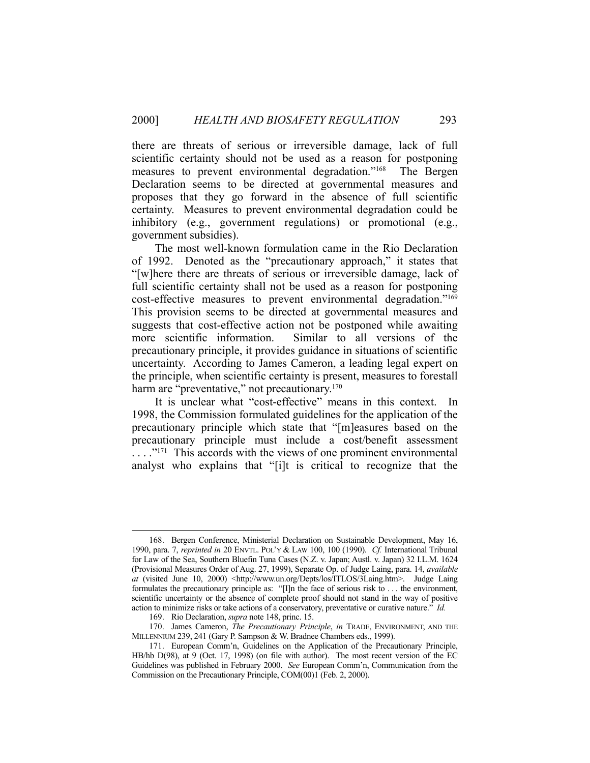there are threats of serious or irreversible damage, lack of full scientific certainty should not be used as a reason for postponing measures to prevent environmental degradation."[168] The Bergen Declaration seems to be directed at governmental measures and proposes that they go forward in the absence of full scientific certainty. Measures to prevent environmental degradation could be inhibitory (e.g., government regulations) or promotional (e.g., government subsidies).

The most well-known formulation came in the Rio Declaration of 1992. Denoted as the "precautionary approach," it states that "[w]here there are threats of serious or irreversible damage, lack of full scientific certainty shall not be used as a reason for postponing cost-effective measures to prevent environmental degradation."[169] This provision seems to be directed at governmental measures and suggests that cost-effective action not be postponed while awaiting more scientific information. Similar to all versions of the precautionary principle, it provides guidance in situations of scientific uncertainty. According to James Cameron, a leading legal expert on the principle, when scientific certainty is present, measures to forestall harm are "preventative," not precautionary.[170]

It is unclear what "cost-effective" means in this context. In 1998, the Commission formulated guidelines for the application of the precautionary principle which state that "[m]easures based on the precautionary principle must include a cost/benefit assessment . . . ."[171] This accords with the views of one prominent environmental analyst who explains that "[i]t is critical to recognize that the

---

168. Bergen Conference, Ministerial Declaration on Sustainable Development, May 16, 1990, para. 7, *reprinted in* 20 ENVTL. POL'Y & LAW 100, 100 (1990). *Cf.* International Tribunal for Law of the Sea, Southern Bluefin Tuna Cases (N.Z. v. Japan; Austl. v. Japan) 32 I.L.M. 1624 (Provisional Measures Order of Aug. 27, 1999), Separate Op. of Judge Laing, para. 14, *available at* (visited June 10, 2000) <http://www.un.org/Depts/los/ITLOS/3Laing.htm>. Judge Laing formulates the precautionary principle as: "[I]n the face of serious risk to . . . the environment, scientific uncertainty or the absence of complete proof should not stand in the way of positive action to minimize risks or take actions of a conservatory, preventative or curative nature." *Id.*

169. Rio Declaration, *supra* note 148, princ. 15.

170. James Cameron, *The Precautionary Principle*, *in* TRADE, ENVIRONMENT, AND THE MILLENNIUM 239, 241 (Gary P. Sampson & W. Bradnee Chambers eds., 1999).

171. European Comm'n, Guidelines on the Application of the Precautionary Principle, HB/hb D(98), at 9 (Oct. 17, 1998) (on file with author). The most recent version of the EC Guidelines was published in February 2000. *See* European Comm'n, Communication from the Commission on the Precautionary Principle, COM(00)1 (Feb. 2, 2000).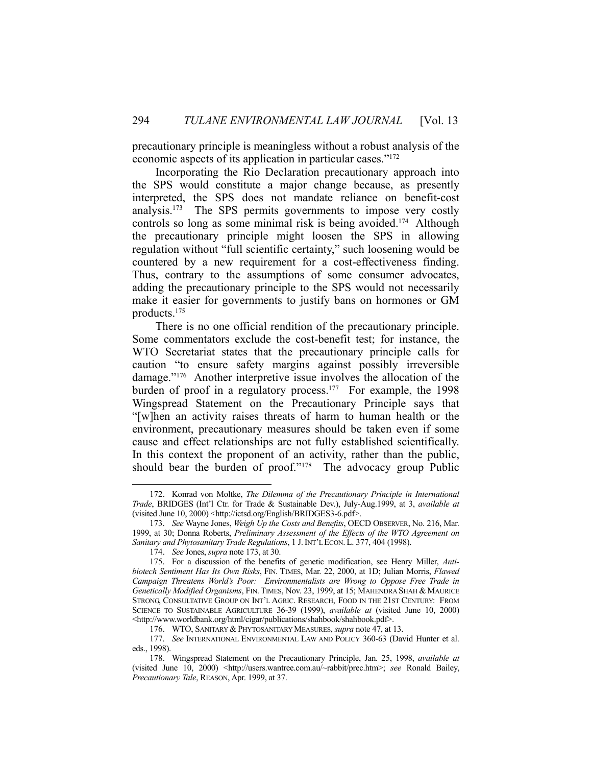precautionary principle is meaningless without a robust analysis of the economic aspects of its application in particular cases."[172]

Incorporating the Rio Declaration precautionary approach into the SPS would constitute a major change because, as presently interpreted, the SPS does not mandate reliance on benefit-cost analysis.[173] The SPS permits governments to impose very costly controls so long as some minimal risk is being avoided.[174] Although the precautionary principle might loosen the SPS in allowing regulation without "full scientific certainty," such loosening would be countered by a new requirement for a cost-effectiveness finding. Thus, contrary to the assumptions of some consumer advocates, adding the precautionary principle to the SPS would not necessarily make it easier for governments to justify bans on hormones or GM products.[175]

There is no one official rendition of the precautionary principle. Some commentators exclude the cost-benefit test; for instance, the WTO Secretariat states that the precautionary principle calls for caution "to ensure safety margins against possibly irreversible damage."[176] Another interpretive issue involves the allocation of the burden of proof in a regulatory process.[177] For example, the 1998 Wingspread Statement on the Precautionary Principle says that "[w]hen an activity raises threats of harm to human health or the environment, precautionary measures should be taken even if some cause and effect relationships are not fully established scientifically. In this context the proponent of an activity, rather than the public, should bear the burden of proof."[178] The advocacy group Public

---

172. Konrad von Moltke, *The Dilemma of the Precautionary Principle in International Trade*, BRIDGES (Int'l Ctr. for Trade & Sustainable Dev.), July-Aug.1999, at 3, *available at* (visited June 10, 2000) <http://ictsd.org/English/BRIDGES3-6.pdf>.

173. *See* Wayne Jones, *Weigh Up the Costs and Benefits*, OECD OBSERVER, No. 216, Mar. 1999, at 30; Donna Roberts, *Preliminary Assessment of the Effects of the WTO Agreement on Sanitary and Phytosanitary Trade Regulations*, 1 J. INT'L ECON. L. 377, 404 (1998).

174. *See* Jones, *supra* note 173, at 30.

175. For a discussion of the benefits of genetic modification, see Henry Miller, *Anti-biotech Sentiment Has Its Own Risks*, FIN. TIMES, Mar. 22, 2000, at 1D; Julian Morris, *Flawed Campaign Threatens World's Poor: Environmentalists are Wrong to Oppose Free Trade in Genetically Modified Organisms*, FIN. TIMES, Nov. 23, 1999, at 15; MAHENDRA SHAH & MAURICE STRONG, CONSULTATIVE GROUP ON INT'L AGRIC. RESEARCH, FOOD IN THE 21ST CENTURY: FROM SCIENCE TO SUSTAINABLE AGRICULTURE 36-39 (1999), *available at* (visited June 10, 2000) <http://www.worldbank.org/html/cigar/publications/shahbook/shahbook.pdf>.

176. WTO, SANITARY & PHYTOSANITARY MEASURES, *supra* note 47, at 13.

177. *See* INTERNATIONAL ENVIRONMENTAL LAW AND POLICY 360-63 (David Hunter et al. eds., 1998).

178. Wingspread Statement on the Precautionary Principle, Jan. 25, 1998, *available at* (visited June 10, 2000) <http://users.wantree.com.au/~rabbit/prec.htm>; *see* Ronald Bailey, *Precautionary Tale*, REASON, Apr. 1999, at 37.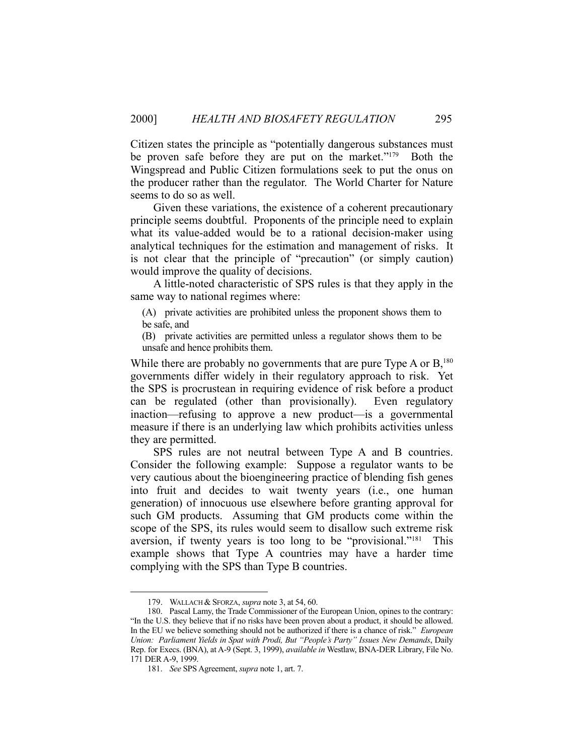Citizen states the principle as "potentially dangerous substances must be proven safe before they are put on the market."[179] Both the Wingspread and Public Citizen formulations seek to put the onus on the producer rather than the regulator. The World Charter for Nature seems to do so as well.

Given these variations, the existence of a coherent precautionary principle seems doubtful. Proponents of the principle need to explain what its value-added would be to a rational decision-maker using analytical techniques for the estimation and management of risks. It is not clear that the principle of "precaution" (or simply caution) would improve the quality of decisions.

A little-noted characteristic of SPS rules is that they apply in the same way to national regimes where:

> (A) private activities are prohibited unless the proponent shows them to be safe, and
>
> (B) private activities are permitted unless a regulator shows them to be unsafe and hence prohibits them.

While there are probably no governments that are pure Type A or B,[180] governments differ widely in their regulatory approach to risk. Yet the SPS is procrustean in requiring evidence of risk before a product can be regulated (other than provisionally). Even regulatory inaction—refusing to approve a new product—is a governmental measure if there is an underlying law which prohibits activities unless they are permitted.

SPS rules are not neutral between Type A and B countries. Consider the following example: Suppose a regulator wants to be very cautious about the bioengineering practice of blending fish genes into fruit and decides to wait twenty years (i.e., one human generation) of innocuous use elsewhere before granting approval for such GM products. Assuming that GM products come within the scope of the SPS, its rules would seem to disallow such extreme risk aversion, if twenty years is too long to be "provisional."[181] This example shows that Type A countries may have a harder time complying with the SPS than Type B countries.

---

179. WALLACH & SFORZA, *supra* note 3, at 54, 60.

180. Pascal Lamy, the Trade Commissioner of the European Union, opines to the contrary: "In the U.S. they believe that if no risks have been proven about a product, it should be allowed. In the EU we believe something should not be authorized if there is a chance of risk." *European Union: Parliament Yields in Spat with Prodi, But "People's Party" Issues New Demands*, Daily Rep. for Execs. (BNA), at A-9 (Sept. 3, 1999), *available in* Westlaw, BNA-DER Library, File No. 171 DER A-9, 1999.

181. *See* SPS Agreement, *supra* note 1, art. 7.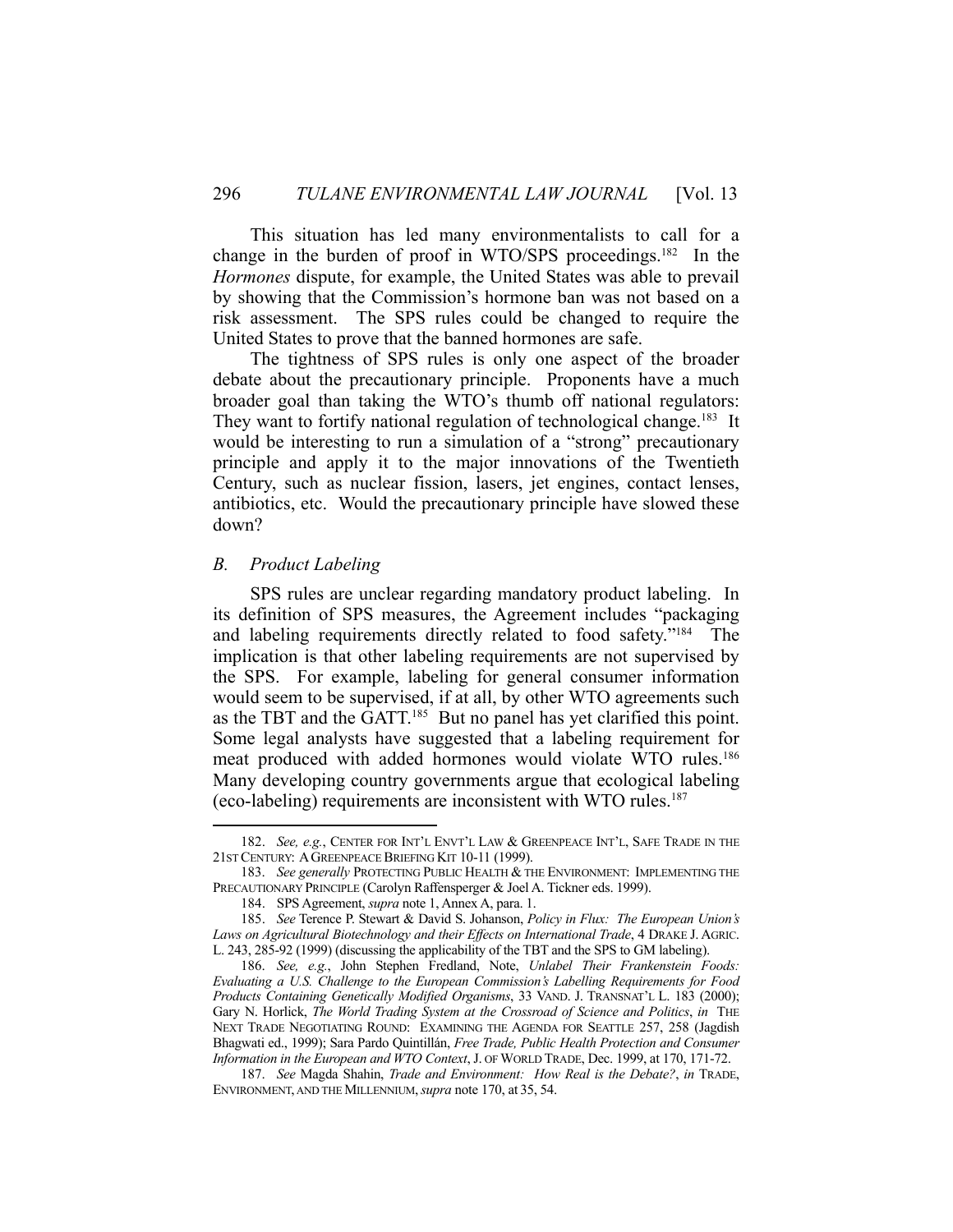This situation has led many environmentalists to call for a change in the burden of proof in WTO/SPS proceedings.[182] In the *Hormones* dispute, for example, the United States was able to prevail by showing that the Commission's hormone ban was not based on a risk assessment. The SPS rules could be changed to require the United States to prove that the banned hormones are safe.

The tightness of SPS rules is only one aspect of the broader debate about the precautionary principle. Proponents have a much broader goal than taking the WTO's thumb off national regulators: They want to fortify national regulation of technological change.[183] It would be interesting to run a simulation of a "strong" precautionary principle and apply it to the major innovations of the Twentieth Century, such as nuclear fission, lasers, jet engines, contact lenses, antibiotics, etc. Would the precautionary principle have slowed these down?

### *B. Product Labeling*

SPS rules are unclear regarding mandatory product labeling. In its definition of SPS measures, the Agreement includes "packaging and labeling requirements directly related to food safety."[184] The implication is that other labeling requirements are not supervised by the SPS. For example, labeling for general consumer information would seem to be supervised, if at all, by other WTO agreements such as the TBT and the GATT.[185] But no panel has yet clarified this point. Some legal analysts have suggested that a labeling requirement for meat produced with added hormones would violate WTO rules.[186] Many developing country governments argue that ecological labeling (eco-labeling) requirements are inconsistent with WTO rules.[187]

---

182. *See, e.g.*, CENTER FOR INT'L ENVT'L LAW & GREENPEACE INT'L, SAFE TRADE IN THE 21ST CENTURY: A GREENPEACE BRIEFING KIT 10-11 (1999).

183. *See generally* PROTECTING PUBLIC HEALTH & THE ENVIRONMENT: IMPLEMENTING THE PRECAUTIONARY PRINCIPLE (Carolyn Raffensperger & Joel A. Tickner eds. 1999).

184. SPS Agreement, *supra* note 1, Annex A, para. 1.

185. *See* Terence P. Stewart & David S. Johanson, *Policy in Flux: The European Union's Laws on Agricultural Biotechnology and their Effects on International Trade*, 4 DRAKE J. AGRIC. L. 243, 285-92 (1999) (discussing the applicability of the TBT and the SPS to GM labeling).

186. *See, e.g.*, John Stephen Fredland, Note, *Unlabel Their Frankenstein Foods: Evaluating a U.S. Challenge to the European Commission's Labelling Requirements for Food Products Containing Genetically Modified Organisms*, 33 VAND. J. TRANSNAT'L L. 183 (2000); Gary N. Horlick, *The World Trading System at the Crossroad of Science and Politics*, *in* THE NEXT TRADE NEGOTIATING ROUND: EXAMINING THE AGENDA FOR SEATTLE 257, 258 (Jagdish Bhagwati ed., 1999); Sara Pardo Quintillán, *Free Trade, Public Health Protection and Consumer Information in the European and WTO Context*, J. OF WORLD TRADE, Dec. 1999, at 170, 171-72.

187. *See* Magda Shahin, *Trade and Environment: How Real is the Debate?*, *in* TRADE, ENVIRONMENT, AND THE MILLENNIUM, *supra* note 170, at 35, 54.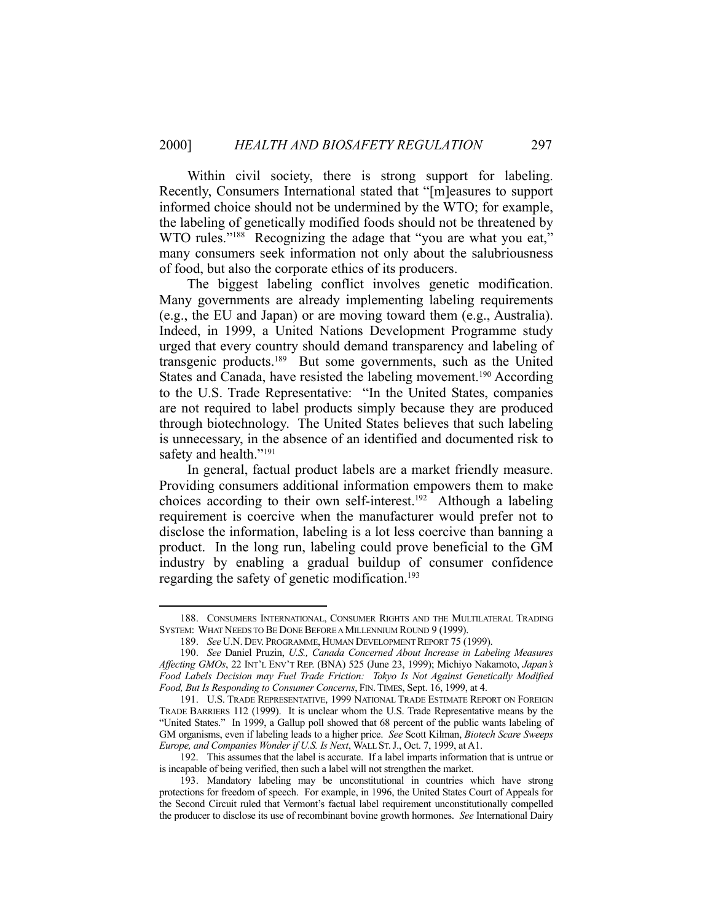Within civil society, there is strong support for labeling. Recently, Consumers International stated that "[m]easures to support informed choice should not be undermined by the WTO; for example, the labeling of genetically modified foods should not be threatened by WTO rules."[188] Recognizing the adage that "you are what you eat," many consumers seek information not only about the salubriousness of food, but also the corporate ethics of its producers.

The biggest labeling conflict involves genetic modification. Many governments are already implementing labeling requirements (e.g., the EU and Japan) or are moving toward them (e.g., Australia). Indeed, in 1999, a United Nations Development Programme study urged that every country should demand transparency and labeling of transgenic products.[189] But some governments, such as the United States and Canada, have resisted the labeling movement.[190] According to the U.S. Trade Representative: "In the United States, companies are not required to label products simply because they are produced through biotechnology. The United States believes that such labeling is unnecessary, in the absence of an identified and documented risk to safety and health."[191]

In general, factual product labels are a market friendly measure. Providing consumers additional information empowers them to make choices according to their own self-interest.[192] Although a labeling requirement is coercive when the manufacturer would prefer not to disclose the information, labeling is a lot less coercive than banning a product. In the long run, labeling could prove beneficial to the GM industry by enabling a gradual buildup of consumer confidence regarding the safety of genetic modification.[193]

---

188. CONSUMERS INTERNATIONAL, CONSUMER RIGHTS AND THE MULTILATERAL TRADING SYSTEM: WHAT NEEDS TO BE DONE BEFORE A MILLENNIUM ROUND 9 (1999).

189. *See* U.N. DEV. PROGRAMME, HUMAN DEVELOPMENT REPORT 75 (1999).

190. *See* Daniel Pruzin, *U.S., Canada Concerned About Increase in Labeling Measures Affecting GMOs*, 22 INT'L ENV'T REP. (BNA) 525 (June 23, 1999); Michiyo Nakamoto, *Japan's Food Labels Decision may Fuel Trade Friction: Tokyo Is Not Against Genetically Modified Food, But Is Responding to Consumer Concerns*, FIN. TIMES, Sept. 16, 1999, at 4.

191. U.S. TRADE REPRESENTATIVE, 1999 NATIONAL TRADE ESTIMATE REPORT ON FOREIGN TRADE BARRIERS 112 (1999). It is unclear whom the U.S. Trade Representative means by the "United States." In 1999, a Gallup poll showed that 68 percent of the public wants labeling of GM organisms, even if labeling leads to a higher price. *See* Scott Kilman, *Biotech Scare Sweeps Europe, and Companies Wonder if U.S. Is Next*, WALL ST. J., Oct. 7, 1999, at A1.

192. This assumes that the label is accurate. If a label imparts information that is untrue or is incapable of being verified, then such a label will not strengthen the market.

193. Mandatory labeling may be unconstitutional in countries which have strong protections for freedom of speech. For example, in 1996, the United States Court of Appeals for the Second Circuit ruled that Vermont's factual label requirement unconstitutionally compelled the producer to disclose its use of recombinant bovine growth hormones. *See* International Dairy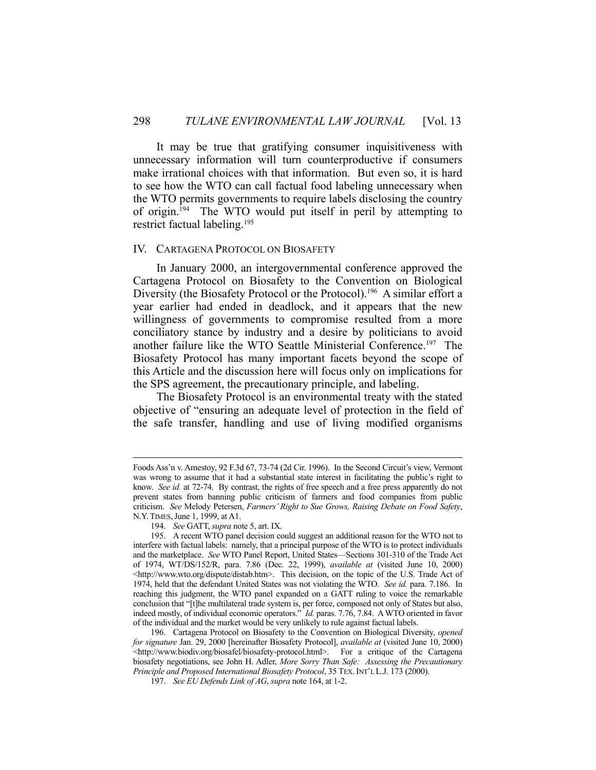It may be true that gratifying consumer inquisitiveness with unnecessary information will turn counterproductive if consumers make irrational choices with that information. But even so, it is hard to see how the WTO can call factual food labeling unnecessary when the WTO permits governments to require labels disclosing the country of origin.[194] The WTO would put itself in peril by attempting to restrict factual labeling.[195]

## IV. CARTAGENA PROTOCOL ON BIOSAFETY

In January 2000, an intergovernmental conference approved the Cartagena Protocol on Biosafety to the Convention on Biological Diversity (the Biosafety Protocol or the Protocol).[196] A similar effort a year earlier had ended in deadlock, and it appears that the new willingness of governments to compromise resulted from a more conciliatory stance by industry and a desire by politicians to avoid another failure like the WTO Seattle Ministerial Conference.[197] The Biosafety Protocol has many important facets beyond the scope of this Article and the discussion here will focus only on implications for the SPS agreement, the precautionary principle, and labeling.

The Biosafety Protocol is an environmental treaty with the stated objective of "ensuring an adequate level of protection in the field of the safe transfer, handling and use of living modified organisms

---

Foods Ass'n v. Amestoy, 92 F.3d 67, 73-74 (2d Cir. 1996). In the Second Circuit's view, Vermont was wrong to assume that it had a substantial state interest in facilitating the public's right to know. *See id.* at 72-74. By contrast, the rights of free speech and a free press apparently do not prevent states from banning public criticism of farmers and food companies from public criticism. *See* Melody Petersen, *Farmers' Right to Sue Grows, Raising Debate on Food Safety*, N.Y. TIMES, June 1, 1999, at A1.

194. *See* GATT, *supra* note 5, art. IX.

195. A recent WTO panel decision could suggest an additional reason for the WTO not to interfere with factual labels: namely, that a principal purpose of the WTO is to protect individuals and the marketplace. *See* WTO Panel Report, United States—Sections 301-310 of the Trade Act of 1974, WT/DS/152/R, para. 7.86 (Dec. 22, 1999), *available at* (visited June 10, 2000) <http://www.wto.org/dispute/distab.htm>. This decision, on the topic of the U.S. Trade Act of 1974, held that the defendant United States was not violating the WTO. *See id.* para. 7.186. In reaching this judgment, the WTO panel expanded on a GATT ruling to voice the remarkable conclusion that "[t]he multilateral trade system is, per force, composed not only of States but also, indeed mostly, of individual economic operators." *Id.* paras. 7.76, 7.84. A WTO oriented in favor of the individual and the market would be very unlikely to rule against factual labels.

196. Cartagena Protocol on Biosafety to the Convention on Biological Diversity, *opened for signature* Jan. 29, 2000 [hereinafter Biosafety Protocol], *available at* (visited June 10, 2000) <http://www.biodiv.org/biosafel/biosafety-protocol.html>. For a critique of the Cartagena biosafety negotiations, see John H. Adler, *More Sorry Than Safe: Assessing the Precautionary Principle and Proposed International Biosafety Protocol*, 35 TEX. INT'L L.J. 173 (2000).

197. *See EU Defends Link of AG*, *supra* note 164, at 1-2.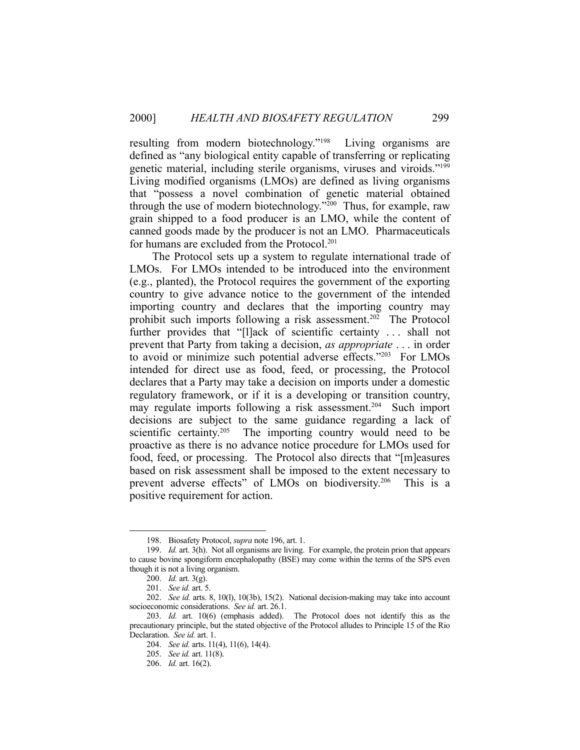resulting from modern biotechnology."[198] Living organisms are defined as "any biological entity capable of transferring or replicating genetic material, including sterile organisms, viruses and viroids."[199] Living modified organisms (LMOs) are defined as living organisms that "possess a novel combination of genetic material obtained through the use of modern biotechnology."[200] Thus, for example, raw grain shipped to a food producer is an LMO, while the content of canned goods made by the producer is not an LMO. Pharmaceuticals for humans are excluded from the Protocol.[201]

The Protocol sets up a system to regulate international trade of LMOs. For LMOs intended to be introduced into the environment (e.g., planted), the Protocol requires the government of the exporting country to give advance notice to the government of the intended importing country and declares that the importing country may prohibit such imports following a risk assessment.[202] The Protocol further provides that "[l]ack of scientific certainty . . . shall not prevent that Party from taking a decision, *as appropriate* . . . in order to avoid or minimize such potential adverse effects."[203] For LMOs intended for direct use as food, feed, or processing, the Protocol declares that a Party may take a decision on imports under a domestic regulatory framework, or if it is a developing or transition country, may regulate imports following a risk assessment.[204] Such import decisions are subject to the same guidance regarding a lack of scientific certainty.[205] The importing country would need to be proactive as there is no advance notice procedure for LMOs used for food, feed, or processing. The Protocol also directs that "[m]easures based on risk assessment shall be imposed to the extent necessary to prevent adverse effects" of LMOs on biodiversity.[206] This is a positive requirement for action.

---

198. Biosafety Protocol, *supra* note 196, art. 1.

199. *Id.* art. 3(h). Not all organisms are living. For example, the protein prion that appears to cause bovine spongiform encephalopathy (BSE) may come within the terms of the SPS even though it is not a living organism.

200. *Id.* art. 3(g).

201. *See id.* art. 5.

202. *See id.* arts. 8, 10(l), 10(3b), 15(2). National decision-making may take into account socioeconomic considerations. *See id.* art. 26.1.

203. *Id.* art. 10(6) (emphasis added). The Protocol does not identify this as the precautionary principle, but the stated objective of the Protocol alludes to Principle 15 of the Rio Declaration. *See id.* art. 1.

204. *See id.* arts. 11(4), 11(6), 14(4).

205. *See id.* art. 11(8).

206. *Id.* art. 16(2).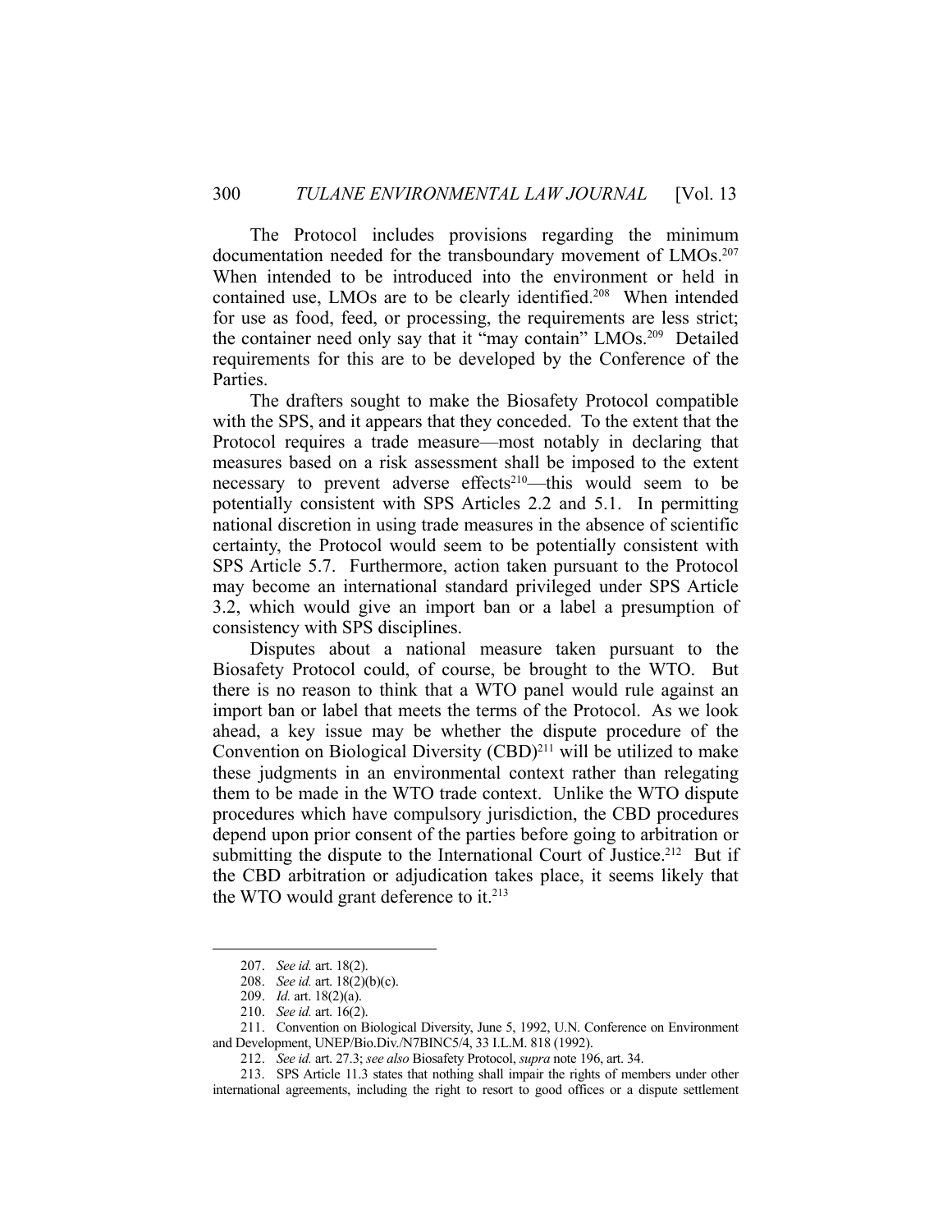The Protocol includes provisions regarding the minimum documentation needed for the transboundary movement of LMOs.[207] When intended to be introduced into the environment or held in contained use, LMOs are to be clearly identified.[208] When intended for use as food, feed, or processing, the requirements are less strict; the container need only say that it "may contain" LMOs.[209] Detailed requirements for this are to be developed by the Conference of the Parties.

The drafters sought to make the Biosafety Protocol compatible with the SPS, and it appears that they conceded. To the extent that the Protocol requires a trade measure—most notably in declaring that measures based on a risk assessment shall be imposed to the extent necessary to prevent adverse effects[210]—this would seem to be potentially consistent with SPS Articles 2.2 and 5.1. In permitting national discretion in using trade measures in the absence of scientific certainty, the Protocol would seem to be potentially consistent with SPS Article 5.7. Furthermore, action taken pursuant to the Protocol may become an international standard privileged under SPS Article 3.2, which would give an import ban or a label a presumption of consistency with SPS disciplines.

Disputes about a national measure taken pursuant to the Biosafety Protocol could, of course, be brought to the WTO. But there is no reason to think that a WTO panel would rule against an import ban or label that meets the terms of the Protocol. As we look ahead, a key issue may be whether the dispute procedure of the Convention on Biological Diversity (CBD)[211] will be utilized to make these judgments in an environmental context rather than relegating them to be made in the WTO trade context. Unlike the WTO dispute procedures which have compulsory jurisdiction, the CBD procedures depend upon prior consent of the parties before going to arbitration or submitting the dispute to the International Court of Justice.[212] But if the CBD arbitration or adjudication takes place, it seems likely that the WTO would grant deference to it.[213]

---

207. *See id.* art. 18(2).

208. *See id.* art. 18(2)(b)(c).

209. *Id.* art. 18(2)(a).

210. *See id.* art. 16(2).

211. Convention on Biological Diversity, June 5, 1992, U.N. Conference on Environment and Development, UNEP/Bio.Div./N7BINC5/4, 33 I.L.M. 818 (1992).

212. *See id.* art. 27.3; *see also* Biosafety Protocol, *supra* note 196, art. 34.

213. SPS Article 11.3 states that nothing shall impair the rights of members under other international agreements, including the right to resort to good offices or a dispute settlement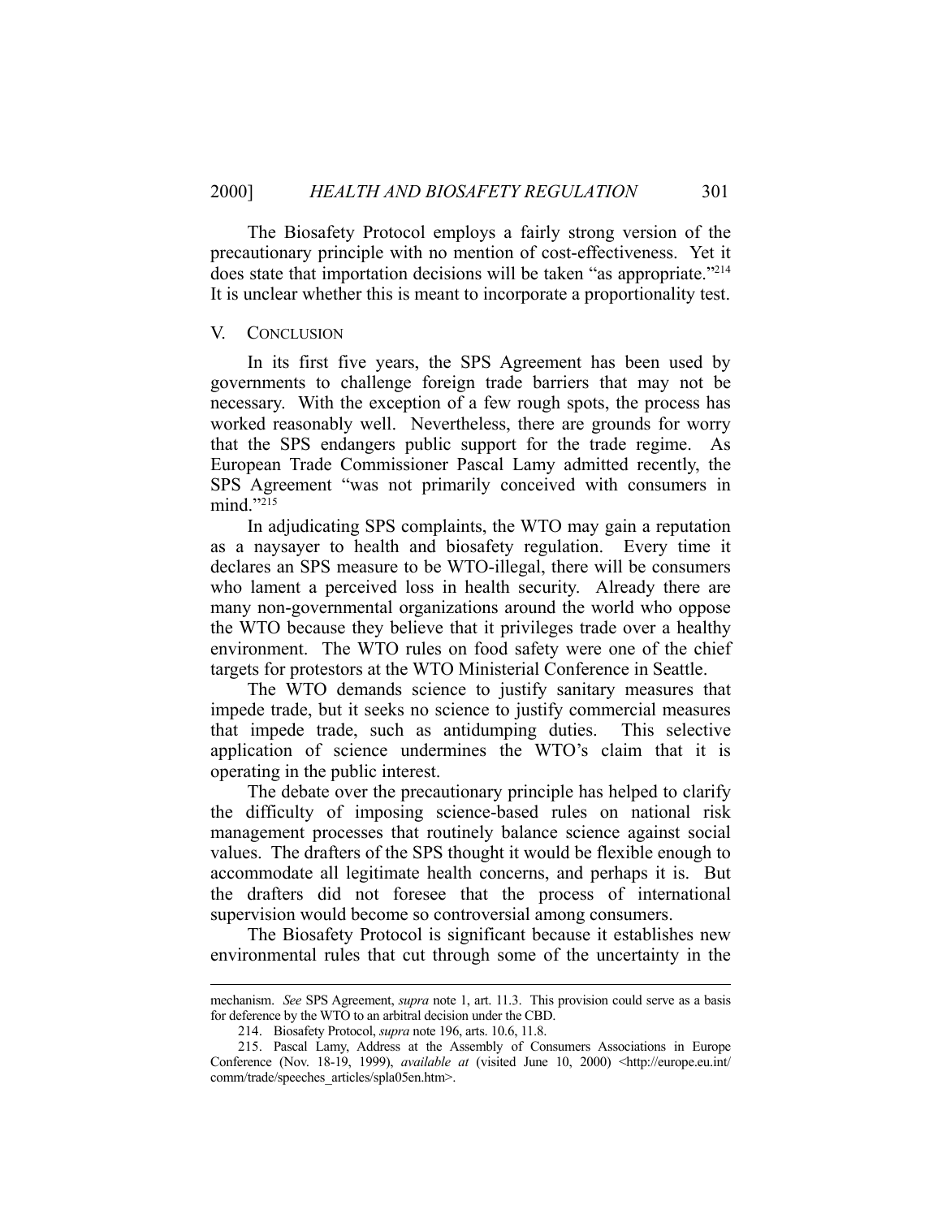The Biosafety Protocol employs a fairly strong version of the precautionary principle with no mention of cost-effectiveness. Yet it does state that importation decisions will be taken "as appropriate."[214] It is unclear whether this is meant to incorporate a proportionality test.

## V. CONCLUSION

In its first five years, the SPS Agreement has been used by governments to challenge foreign trade barriers that may not be necessary. With the exception of a few rough spots, the process has worked reasonably well. Nevertheless, there are grounds for worry that the SPS endangers public support for the trade regime. As European Trade Commissioner Pascal Lamy admitted recently, the SPS Agreement "was not primarily conceived with consumers in mind."[215]

In adjudicating SPS complaints, the WTO may gain a reputation as a naysayer to health and biosafety regulation. Every time it declares an SPS measure to be WTO-illegal, there will be consumers who lament a perceived loss in health security. Already there are many non-governmental organizations around the world who oppose the WTO because they believe that it privileges trade over a healthy environment. The WTO rules on food safety were one of the chief targets for protestors at the WTO Ministerial Conference in Seattle.

The WTO demands science to justify sanitary measures that impede trade, but it seeks no science to justify commercial measures that impede trade, such as antidumping duties. This selective application of science undermines the WTO's claim that it is operating in the public interest.

The debate over the precautionary principle has helped to clarify the difficulty of imposing science-based rules on national risk management processes that routinely balance science against social values. The drafters of the SPS thought it would be flexible enough to accommodate all legitimate health concerns, and perhaps it is. But the drafters did not foresee that the process of international supervision would become so controversial among consumers.

The Biosafety Protocol is significant because it establishes new environmental rules that cut through some of the uncertainty in the

---

mechanism. *See* SPS Agreement, *supra* note 1, art. 11.3. This provision could serve as a basis for deference by the WTO to an arbitral decision under the CBD.

214. Biosafety Protocol, *supra* note 196, arts. 10.6, 11.8.

215. Pascal Lamy, Address at the Assembly of Consumers Associations in Europe Conference (Nov. 18-19, 1999), *available at* (visited June 10, 2000) <http://europe.eu.int/comm/trade/speeches_articles/spla05en.htm>.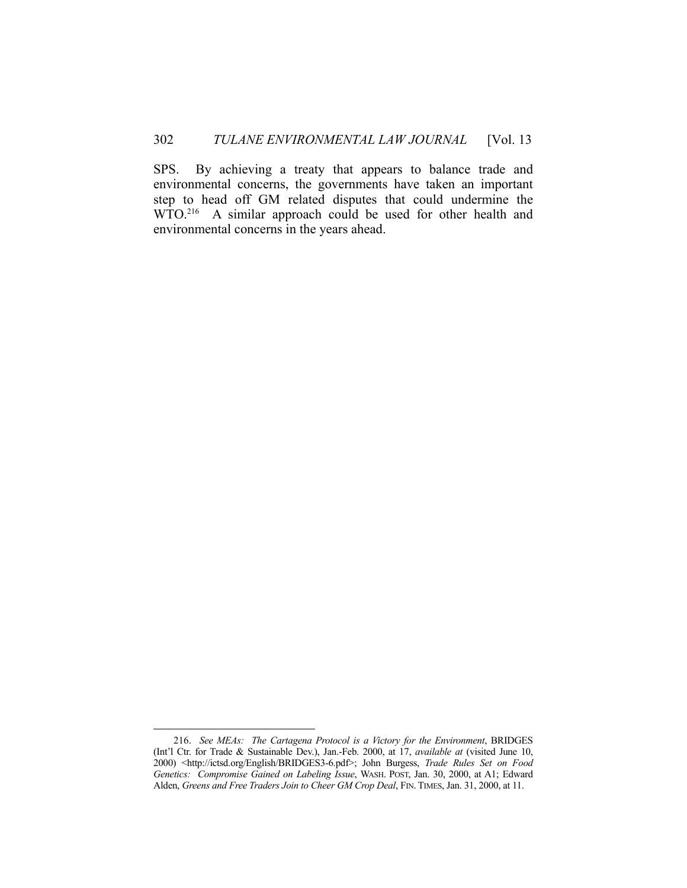SPS. By achieving a treaty that appears to balance trade and environmental concerns, the governments have taken an important step to head off GM related disputes that could undermine the WTO.[216] A similar approach could be used for other health and environmental concerns in the years ahead.

---

216. *See MEAs: The Cartagena Protocol is a Victory for the Environment*, BRIDGES (Int'l Ctr. for Trade & Sustainable Dev.), Jan.-Feb. 2000, at 17, *available at* (visited June 10, 2000) <http://ictsd.org/English/BRIDGES3-6.pdf>; John Burgess, *Trade Rules Set on Food Genetics: Compromise Gained on Labeling Issue*, WASH. POST, Jan. 30, 2000, at A1; Edward Alden, *Greens and Free Traders Join to Cheer GM Crop Deal*, FIN. TIMES, Jan. 31, 2000, at 11.